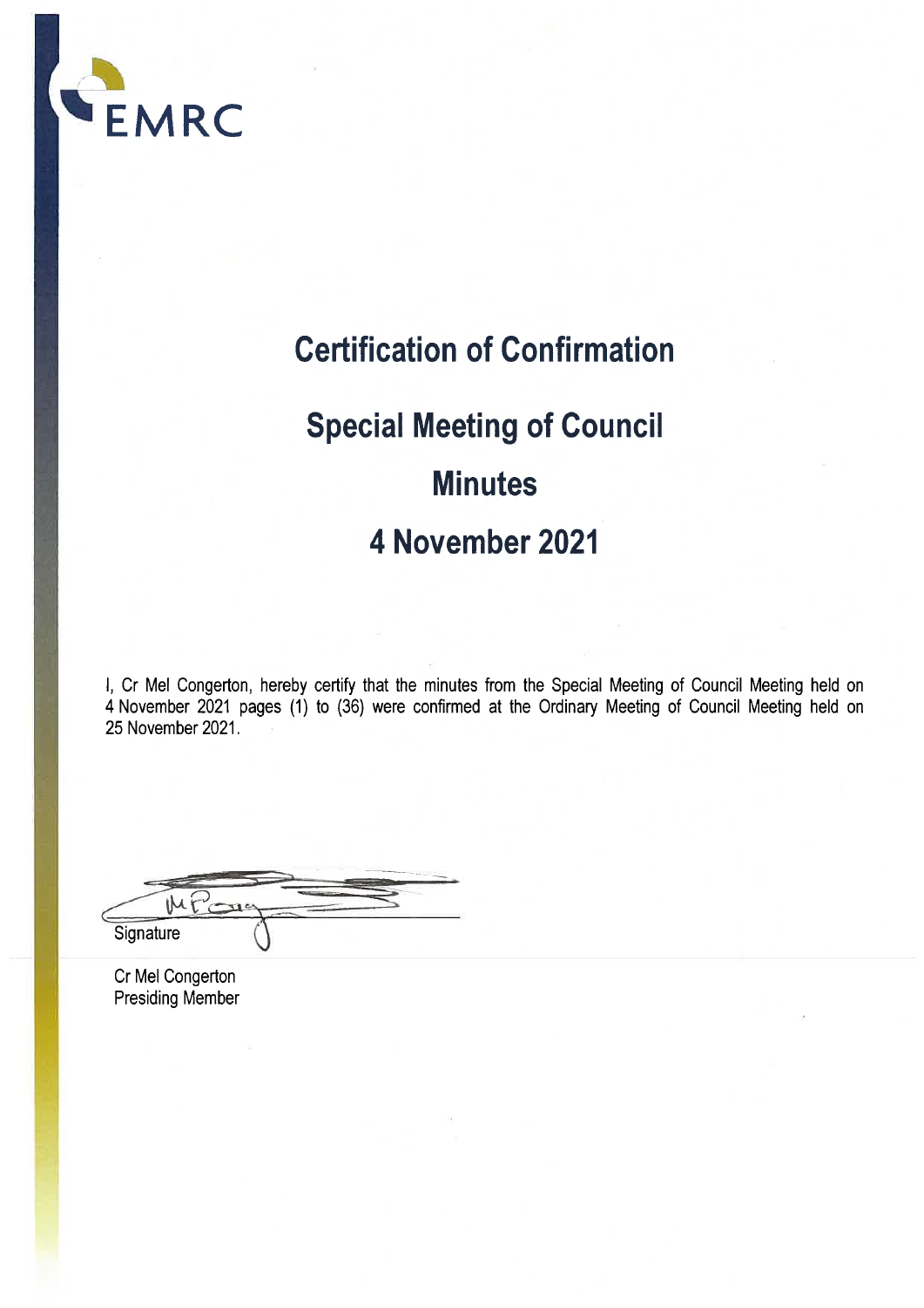EMRC

# Certification of Confirmation

# Special Meeting of Council

# Minutes

# 4 November 2021

I, Cr Mel Congerton, hereby certify that the minutes from the Special Meeting of Council Meeting held on 4 November 2021 pages (1) to (36) were confirmed at the Ordinary Meeting of Council Meeting held on 25 November 2021.

Signature

Cr Mel Congerton
Presiding Member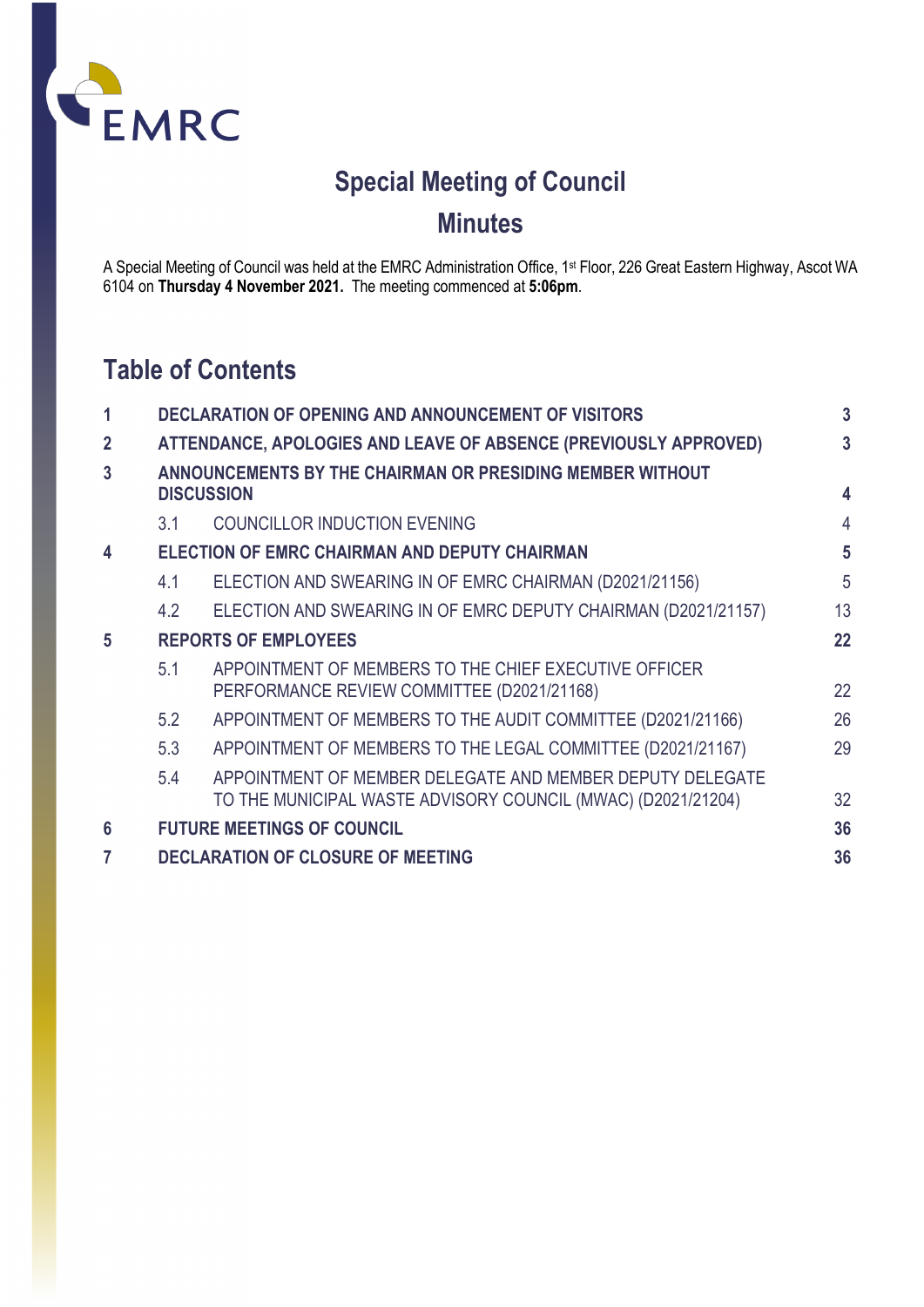# Special Meeting of Council

## Minutes

A Special Meeting of Council was held at the EMRC Administration Office, 1st Floor, 226 Great Eastern Highway, Ascot WA 6104 on **Thursday 4 November 2021.** The meeting commenced at **5:06pm**.

## Table of Contents

| | | | |
|---|---|---|---|
| **1** | **DECLARATION OF OPENING AND ANNOUNCEMENT OF VISITORS** | | **3** |
| **2** | **ATTENDANCE, APOLOGIES AND LEAVE OF ABSENCE (PREVIOUSLY APPROVED)** | | **3** |
| **3** | **ANNOUNCEMENTS BY THE CHAIRMAN OR PRESIDING MEMBER WITHOUT DISCUSSION** | | **4** |
| | 3.1 | COUNCILLOR INDUCTION EVENING | 4 |
| **4** | **ELECTION OF EMRC CHAIRMAN AND DEPUTY CHAIRMAN** | | **5** |
| | 4.1 | ELECTION AND SWEARING IN OF EMRC CHAIRMAN (D2021/21156) | 5 |
| | 4.2 | ELECTION AND SWEARING IN OF EMRC DEPUTY CHAIRMAN (D2021/21157) | 13 |
| **5** | **REPORTS OF EMPLOYEES** | | **22** |
| | 5.1 | APPOINTMENT OF MEMBERS TO THE CHIEF EXECUTIVE OFFICER PERFORMANCE REVIEW COMMITTEE (D2021/21168) | 22 |
| | 5.2 | APPOINTMENT OF MEMBERS TO THE AUDIT COMMITTEE (D2021/21166) | 26 |
| | 5.3 | APPOINTMENT OF MEMBERS TO THE LEGAL COMMITTEE (D2021/21167) | 29 |
| | 5.4 | APPOINTMENT OF MEMBER DELEGATE AND MEMBER DEPUTY DELEGATE TO THE MUNICIPAL WASTE ADVISORY COUNCIL (MWAC) (D2021/21204) | 32 |
| **6** | **FUTURE MEETINGS OF COUNCIL** | | **36** |
| **7** | **DECLARATION OF CLOSURE OF MEETING** | | **36** |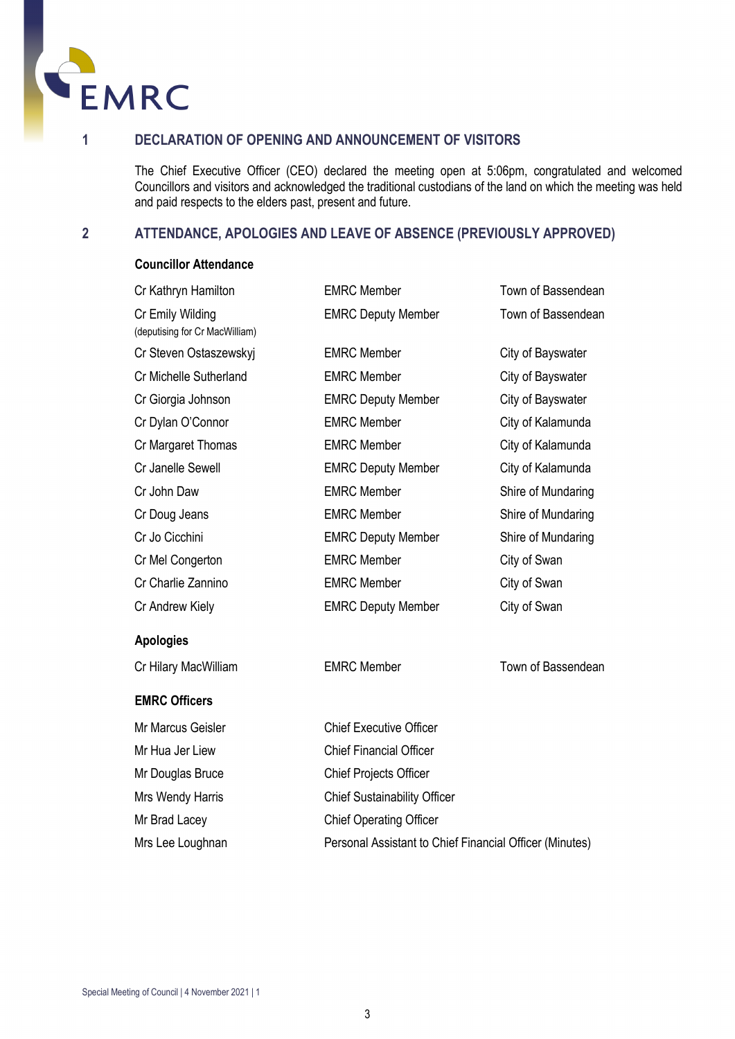## 1 DECLARATION OF OPENING AND ANNOUNCEMENT OF VISITORS

The Chief Executive Officer (CEO) declared the meeting open at 5:06pm, congratulated and welcomed Councillors and visitors and acknowledged the traditional custodians of the land on which the meeting was held and paid respects to the elders past, present and future.

## 2 ATTENDANCE, APOLOGIES AND LEAVE OF ABSENCE (PREVIOUSLY APPROVED)

**Councillor Attendance**

| | | |
|---|---|---|
| Cr Kathryn Hamilton | EMRC Member | Town of Bassendean |
| Cr Emily Wilding (deputising for Cr MacWilliam) | EMRC Deputy Member | Town of Bassendean |
| Cr Steven Ostaszewskyj | EMRC Member | City of Bayswater |
| Cr Michelle Sutherland | EMRC Member | City of Bayswater |
| Cr Giorgia Johnson | EMRC Deputy Member | City of Bayswater |
| Cr Dylan O'Connor | EMRC Member | City of Kalamunda |
| Cr Margaret Thomas | EMRC Member | City of Kalamunda |
| Cr Janelle Sewell | EMRC Deputy Member | City of Kalamunda |
| Cr John Daw | EMRC Member | Shire of Mundaring |
| Cr Doug Jeans | EMRC Member | Shire of Mundaring |
| Cr Jo Cicchini | EMRC Deputy Member | Shire of Mundaring |
| Cr Mel Congerton | EMRC Member | City of Swan |
| Cr Charlie Zannino | EMRC Member | City of Swan |
| Cr Andrew Kiely | EMRC Deputy Member | City of Swan |

**Apologies**

| | | |
|---|---|---|
| Cr Hilary MacWilliam | EMRC Member | Town of Bassendean |

**EMRC Officers**

| | |
|---|---|
| Mr Marcus Geisler | Chief Executive Officer |
| Mr Hua Jer Liew | Chief Financial Officer |
| Mr Douglas Bruce | Chief Projects Officer |
| Mrs Wendy Harris | Chief Sustainability Officer |
| Mr Brad Lacey | Chief Operating Officer |
| Mrs Lee Loughnan | Personal Assistant to Chief Financial Officer (Minutes) |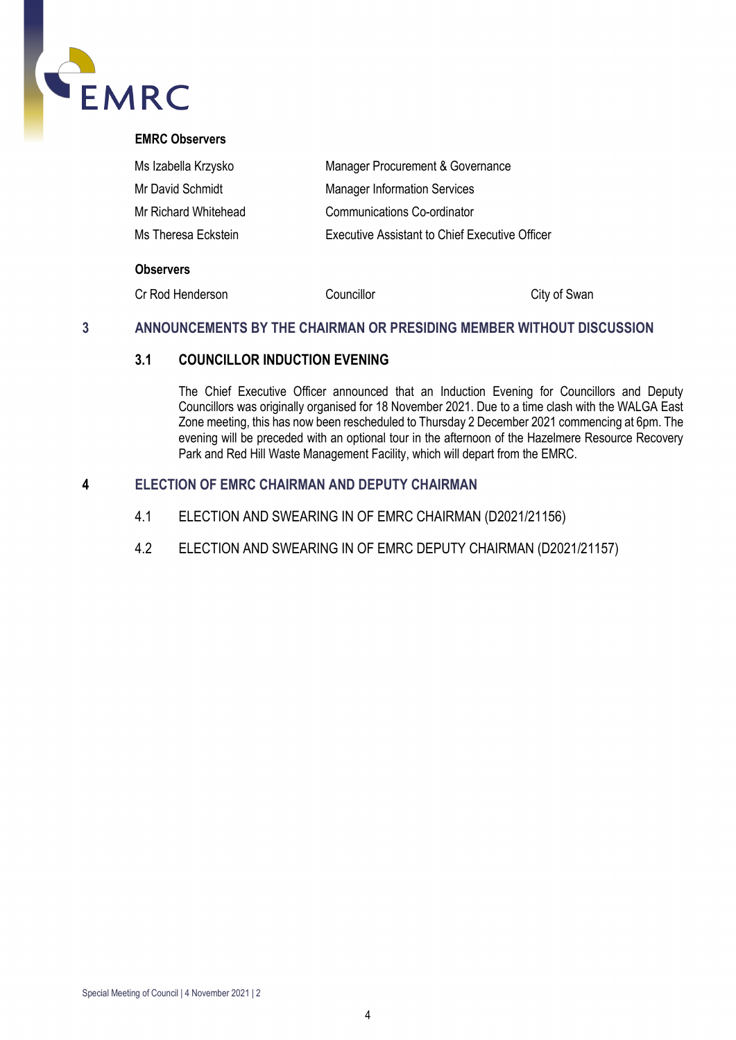**EMRC Observers**

| | |
|---|---|
| Ms Izabella Krzysko | Manager Procurement & Governance |
| Mr David Schmidt | Manager Information Services |
| Mr Richard Whitehead | Communications Co-ordinator |
| Ms Theresa Eckstein | Executive Assistant to Chief Executive Officer |

**Observers**

| | | |
|---|---|---|
| Cr Rod Henderson | Councillor | City of Swan |

## 3 ANNOUNCEMENTS BY THE CHAIRMAN OR PRESIDING MEMBER WITHOUT DISCUSSION

### 3.1 COUNCILLOR INDUCTION EVENING

The Chief Executive Officer announced that an Induction Evening for Councillors and Deputy Councillors was originally organised for 18 November 2021. Due to a time clash with the WALGA East Zone meeting, this has now been rescheduled to Thursday 2 December 2021 commencing at 6pm. The evening will be preceded with an optional tour in the afternoon of the Hazelmere Resource Recovery Park and Red Hill Waste Management Facility, which will depart from the EMRC.

## 4 ELECTION OF EMRC CHAIRMAN AND DEPUTY CHAIRMAN

4.1 ELECTION AND SWEARING IN OF EMRC CHAIRMAN (D2021/21156)

4.2 ELECTION AND SWEARING IN OF EMRC DEPUTY CHAIRMAN (D2021/21157)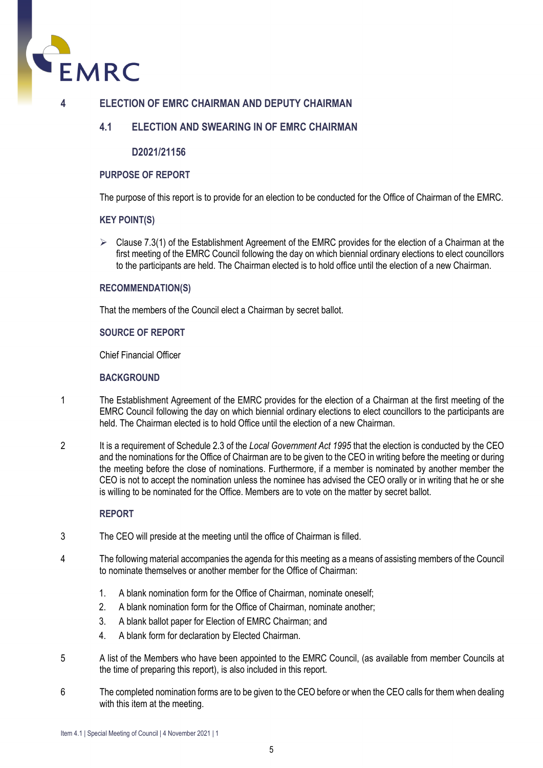# 4 ELECTION OF EMRC CHAIRMAN AND DEPUTY CHAIRMAN

## 4.1 ELECTION AND SWEARING IN OF EMRC CHAIRMAN

**D2021/21156**

### PURPOSE OF REPORT

The purpose of this report is to provide for an election to be conducted for the Office of Chairman of the EMRC.

### KEY POINT(S)

- Clause 7.3(1) of the Establishment Agreement of the EMRC provides for the election of a Chairman at the first meeting of the EMRC Council following the day on which biennial ordinary elections to elect councillors to the participants are held. The Chairman elected is to hold office until the election of a new Chairman.

### RECOMMENDATION(S)

That the members of the Council elect a Chairman by secret ballot.

### SOURCE OF REPORT

Chief Financial Officer

### BACKGROUND

1 The Establishment Agreement of the EMRC provides for the election of a Chairman at the first meeting of the EMRC Council following the day on which biennial ordinary elections to elect councillors to the participants are held. The Chairman elected is to hold Office until the election of a new Chairman.

2 It is a requirement of Schedule 2.3 of the *Local Government Act 1995* that the election is conducted by the CEO and the nominations for the Office of Chairman are to be given to the CEO in writing before the meeting or during the meeting before the close of nominations. Furthermore, if a member is nominated by another member the CEO is not to accept the nomination unless the nominee has advised the CEO orally or in writing that he or she is willing to be nominated for the Office. Members are to vote on the matter by secret ballot.

### REPORT

3 The CEO will preside at the meeting until the office of Chairman is filled.

4 The following material accompanies the agenda for this meeting as a means of assisting members of the Council to nominate themselves or another member for the Office of Chairman:

1. A blank nomination form for the Office of Chairman, nominate oneself;
2. A blank nomination form for the Office of Chairman, nominate another;
3. A blank ballot paper for Election of EMRC Chairman; and
4. A blank form for declaration by Elected Chairman.

5 A list of the Members who have been appointed to the EMRC Council, (as available from member Councils at the time of preparing this report), is also included in this report.

6 The completed nomination forms are to be given to the CEO before or when the CEO calls for them when dealing with this item at the meeting.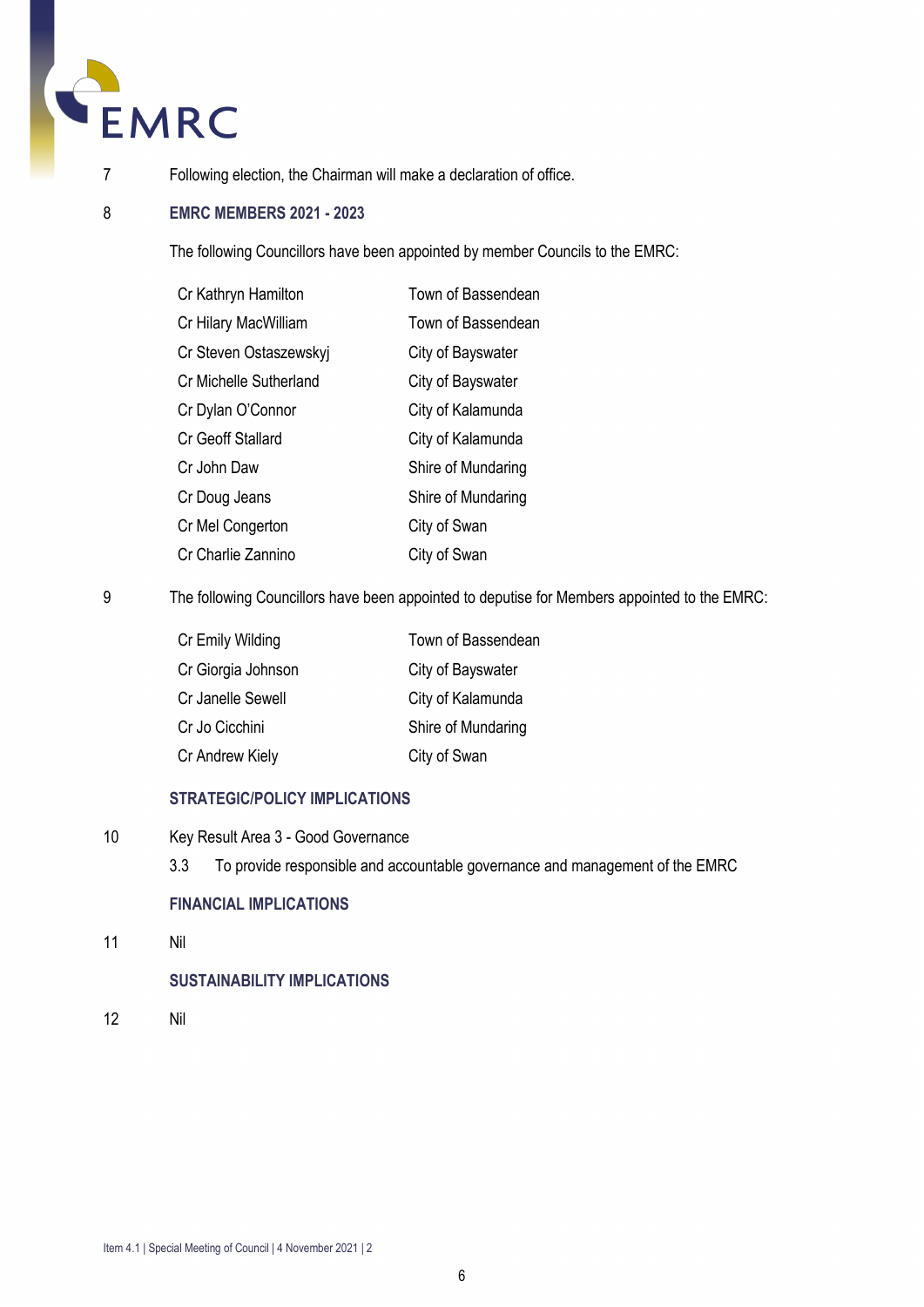7 Following election, the Chairman will make a declaration of office.

8 **EMRC MEMBERS 2021 - 2023**

The following Councillors have been appointed by member Councils to the EMRC:

| | |
|---|---|
| Cr Kathryn Hamilton | Town of Bassendean |
| Cr Hilary MacWilliam | Town of Bassendean |
| Cr Steven Ostaszewskyj | City of Bayswater |
| Cr Michelle Sutherland | City of Bayswater |
| Cr Dylan O'Connor | City of Kalamunda |
| Cr Geoff Stallard | City of Kalamunda |
| Cr John Daw | Shire of Mundaring |
| Cr Doug Jeans | Shire of Mundaring |
| Cr Mel Congerton | City of Swan |
| Cr Charlie Zannino | City of Swan |

9 The following Councillors have been appointed to deputise for Members appointed to the EMRC:

| | |
|---|---|
| Cr Emily Wilding | Town of Bassendean |
| Cr Giorgia Johnson | City of Bayswater |
| Cr Janelle Sewell | City of Kalamunda |
| Cr Jo Cicchini | Shire of Mundaring |
| Cr Andrew Kiely | City of Swan |

**STRATEGIC/POLICY IMPLICATIONS**

10 Key Result Area 3 - Good Governance

3.3 To provide responsible and accountable governance and management of the EMRC

**FINANCIAL IMPLICATIONS**

11 Nil

**SUSTAINABILITY IMPLICATIONS**

12 Nil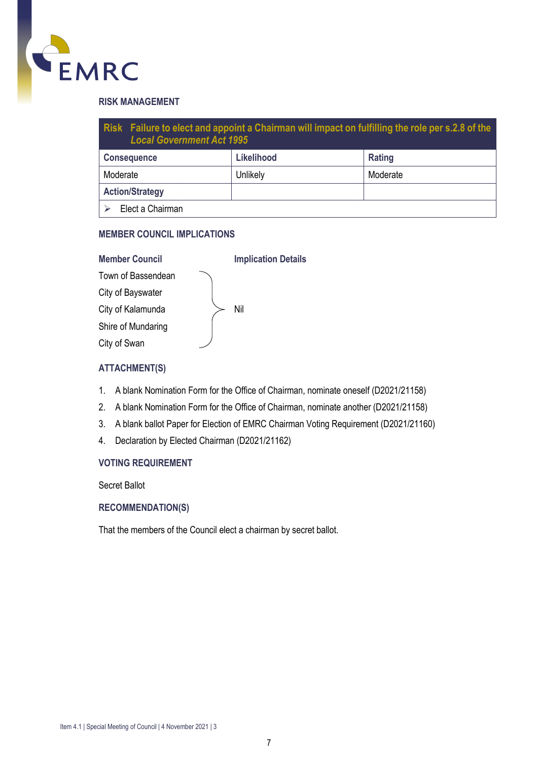## RISK MANAGEMENT

| **Risk** Failure to elect and appoint a Chairman will impact on fulfilling the role per s.2.8 of the *Local Government Act 1995* | | |
|---|---|---|
| **Consequence** | **Likelihood** | **Rating** |
| Moderate | Unlikely | Moderate |
| **Action/Strategy** | | |
| ➢ Elect a Chairman | | |

## MEMBER COUNCIL IMPLICATIONS

| Member Council | Implication Details |
|---|---|
| Town of Bassendean | Nil |
| City of Bayswater | |
| City of Kalamunda | |
| Shire of Mundaring | |
| City of Swan | |

## ATTACHMENT(S)

1. A blank Nomination Form for the Office of Chairman, nominate oneself (D2021/21158)
2. A blank Nomination Form for the Office of Chairman, nominate another (D2021/21158)
3. A blank ballot Paper for Election of EMRC Chairman Voting Requirement (D2021/21160)
4. Declaration by Elected Chairman (D2021/21162)

## VOTING REQUIREMENT

Secret Ballot

## RECOMMENDATION(S)

That the members of the Council elect a chairman by secret ballot.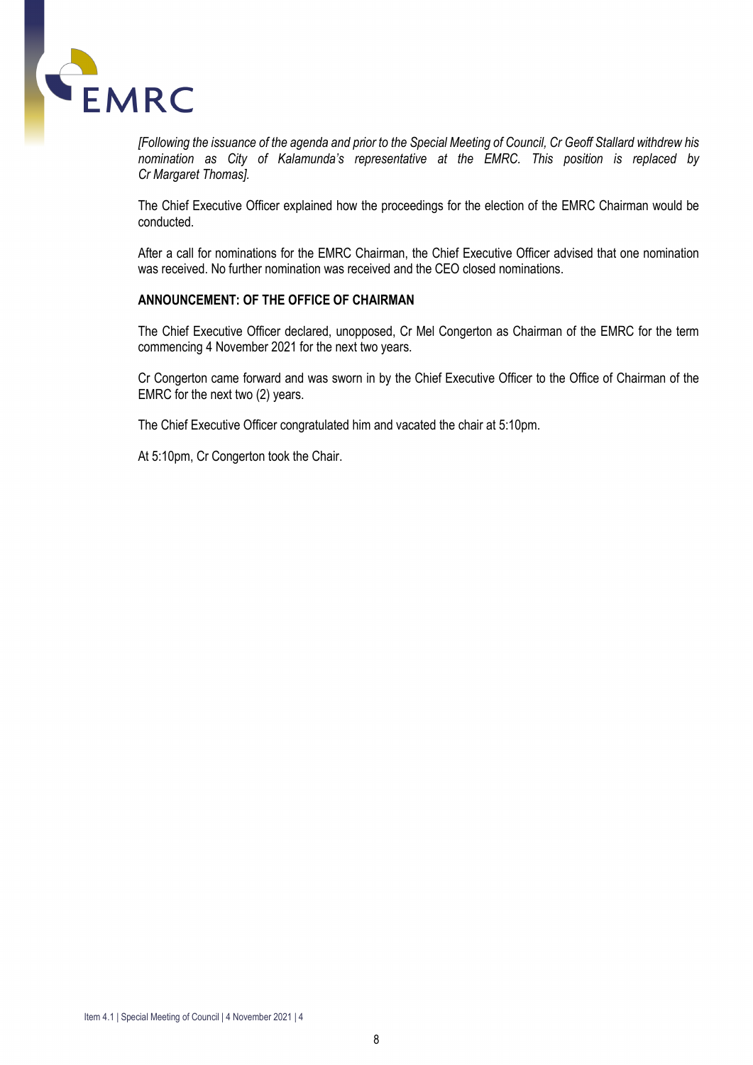*[Following the issuance of the agenda and prior to the Special Meeting of Council, Cr Geoff Stallard withdrew his nomination as City of Kalamunda's representative at the EMRC. This position is replaced by Cr Margaret Thomas].*

The Chief Executive Officer explained how the proceedings for the election of the EMRC Chairman would be conducted.

After a call for nominations for the EMRC Chairman, the Chief Executive Officer advised that one nomination was received. No further nomination was received and the CEO closed nominations.

**ANNOUNCEMENT: OF THE OFFICE OF CHAIRMAN**

The Chief Executive Officer declared, unopposed, Cr Mel Congerton as Chairman of the EMRC for the term commencing 4 November 2021 for the next two years.

Cr Congerton came forward and was sworn in by the Chief Executive Officer to the Office of Chairman of the EMRC for the next two (2) years.

The Chief Executive Officer congratulated him and vacated the chair at 5:10pm.

At 5:10pm, Cr Congerton took the Chair.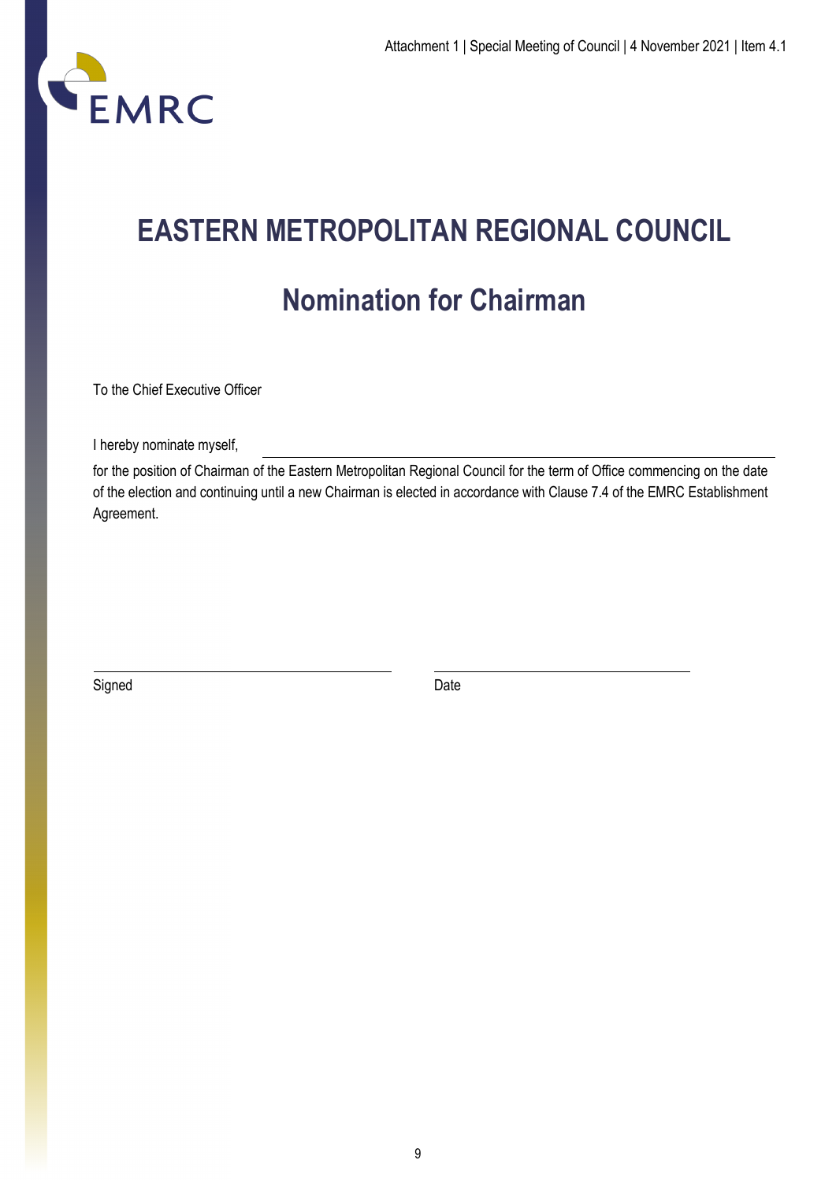EMRC

# EASTERN METROPOLITAN REGIONAL COUNCIL

## Nomination for Chairman

To the Chief Executive Officer

I hereby nominate myself, ______________________________

for the position of Chairman of the Eastern Metropolitan Regional Council for the term of Office commencing on the date of the election and continuing until a new Chairman is elected in accordance with Clause 7.4 of the EMRC Establishment Agreement.

______________________________ ______________________________

Signed Date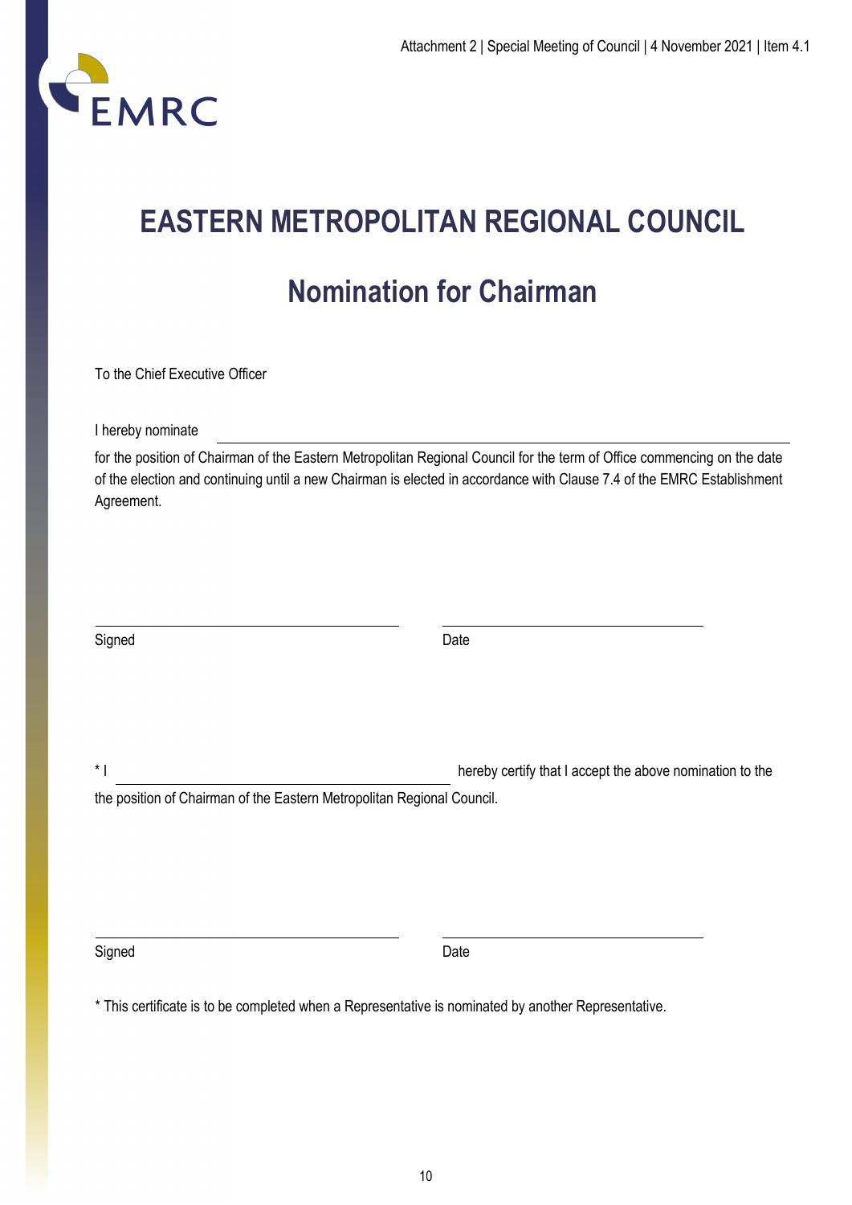# EASTERN METROPOLITAN REGIONAL COUNCIL

## Nomination for Chairman

To the Chief Executive Officer

I hereby nominate \_\_\_\_\_\_\_\_\_\_\_\_\_\_\_\_\_\_\_\_\_\_\_\_\_\_\_\_\_\_\_\_\_\_\_\_\_\_\_\_

for the position of Chairman of the Eastern Metropolitan Regional Council for the term of Office commencing on the date of the election and continuing until a new Chairman is elected in accordance with Clause 7.4 of the EMRC Establishment Agreement.

\_\_\_\_\_\_\_\_\_\_\_\_\_\_\_\_\_\_\_\_\_\_\_\_\_\_\_\_\_\_ \_\_\_\_\_\_\_\_\_\_\_\_\_\_\_\_\_\_\_\_\_\_\_\_

Signed Date

* I \_\_\_\_\_\_\_\_\_\_\_\_\_\_\_\_\_\_\_\_\_\_\_\_\_\_\_\_\_\_\_\_ hereby certify that I accept the above nomination to the the position of Chairman of the Eastern Metropolitan Regional Council.

\_\_\_\_\_\_\_\_\_\_\_\_\_\_\_\_\_\_\_\_\_\_\_\_\_\_\_\_\_\_ \_\_\_\_\_\_\_\_\_\_\_\_\_\_\_\_\_\_\_\_\_\_\_\_

Signed Date

* This certificate is to be completed when a Representative is nominated by another Representative.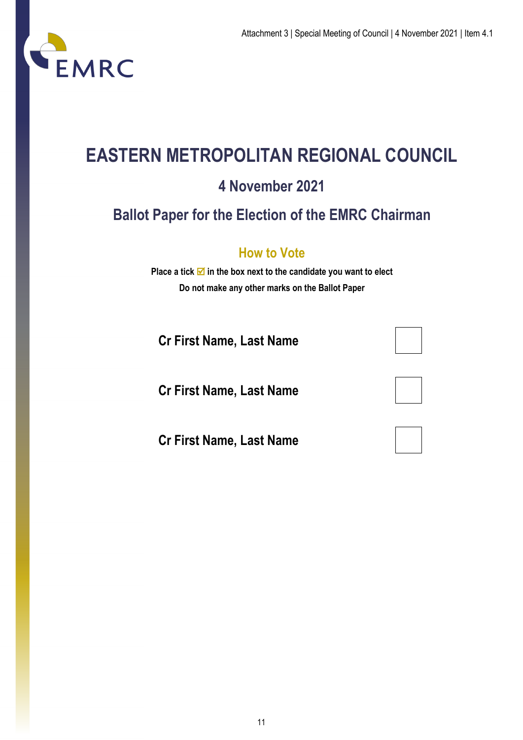# EASTERN METROPOLITAN REGIONAL COUNCIL

## 4 November 2021

## Ballot Paper for the Election of the EMRC Chairman

### How to Vote

**Place a tick ☑ in the box next to the candidate you want to elect**

**Do not make any other marks on the Ballot Paper**

| | |
|---|---|
| **Cr First Name, Last Name** | ☐ |
| **Cr First Name, Last Name** | ☐ |
| **Cr First Name, Last Name** | ☐ |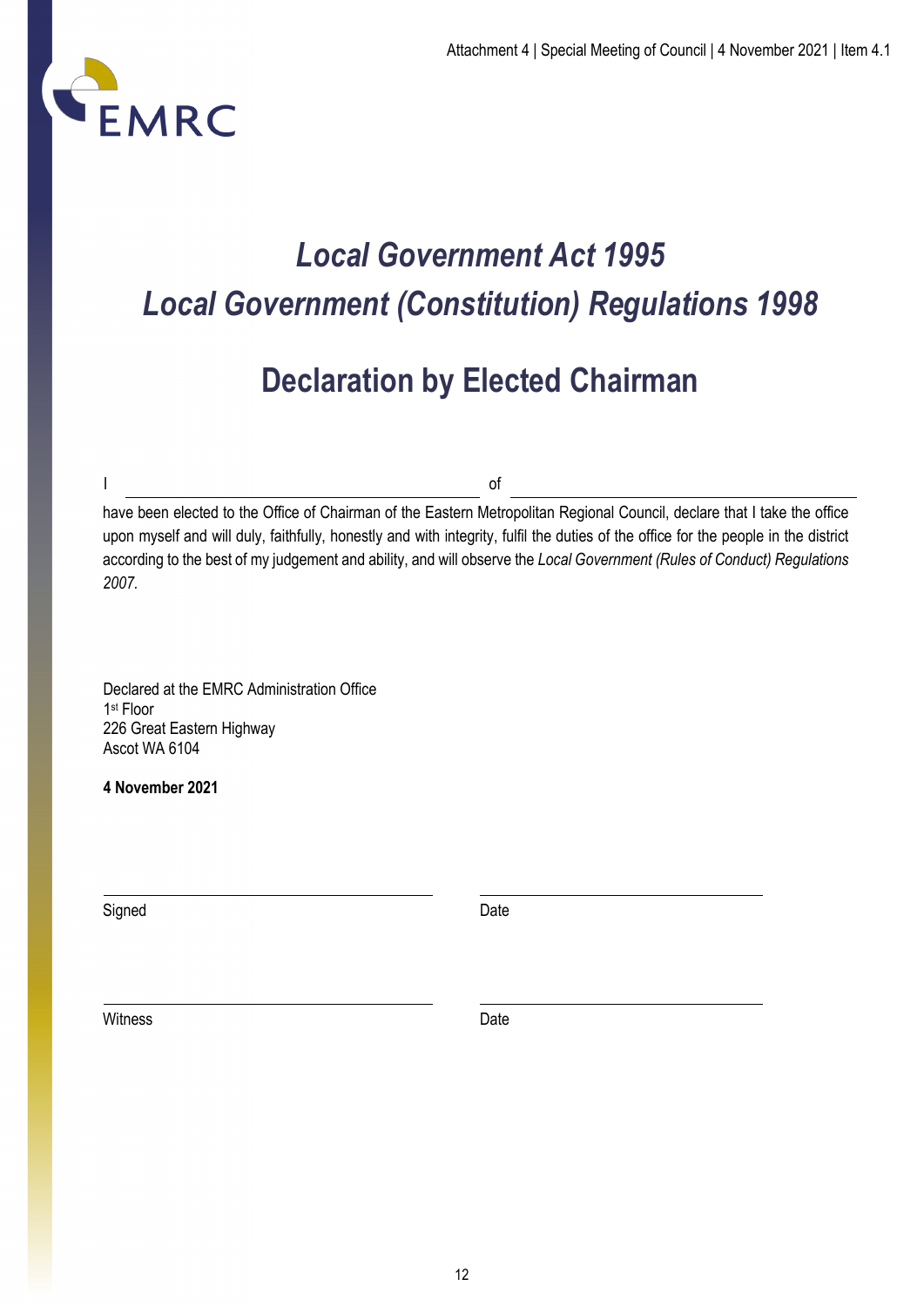EMRC

# *Local Government Act 1995*
# *Local Government (Constitution) Regulations 1998*

## Declaration by Elected Chairman

I \_\_\_\_\_\_\_\_\_\_\_\_\_\_\_\_\_\_\_\_\_\_\_\_\_\_\_\_\_\_\_\_\_\_\_\_\_\_\_\_ of \_\_\_\_\_\_\_\_\_\_\_\_\_\_\_\_\_\_\_\_\_\_\_\_\_\_\_\_\_\_\_\_\_\_\_\_\_\_\_\_

have been elected to the Office of Chairman of the Eastern Metropolitan Regional Council, declare that I take the office upon myself and will duly, faithfully, honestly and with integrity, fulfil the duties of the office for the people in the district according to the best of my judgement and ability, and will observe the *Local Government (Rules of Conduct) Regulations 2007*.

Declared at the EMRC Administration Office
1st Floor
226 Great Eastern Highway
Ascot WA 6104

**4 November 2021**

\_\_\_\_\_\_\_\_\_\_\_\_\_\_\_\_\_\_\_\_\_\_\_\_\_\_\_\_\_\_\_\_ \_\_\_\_\_\_\_\_\_\_\_\_\_\_\_\_\_\_\_\_\_\_\_\_\_\_\_\_\_\_\_\_

Signed Date

\_\_\_\_\_\_\_\_\_\_\_\_\_\_\_\_\_\_\_\_\_\_\_\_\_\_\_\_\_\_\_\_ \_\_\_\_\_\_\_\_\_\_\_\_\_\_\_\_\_\_\_\_\_\_\_\_\_\_\_\_\_\_\_\_

Witness Date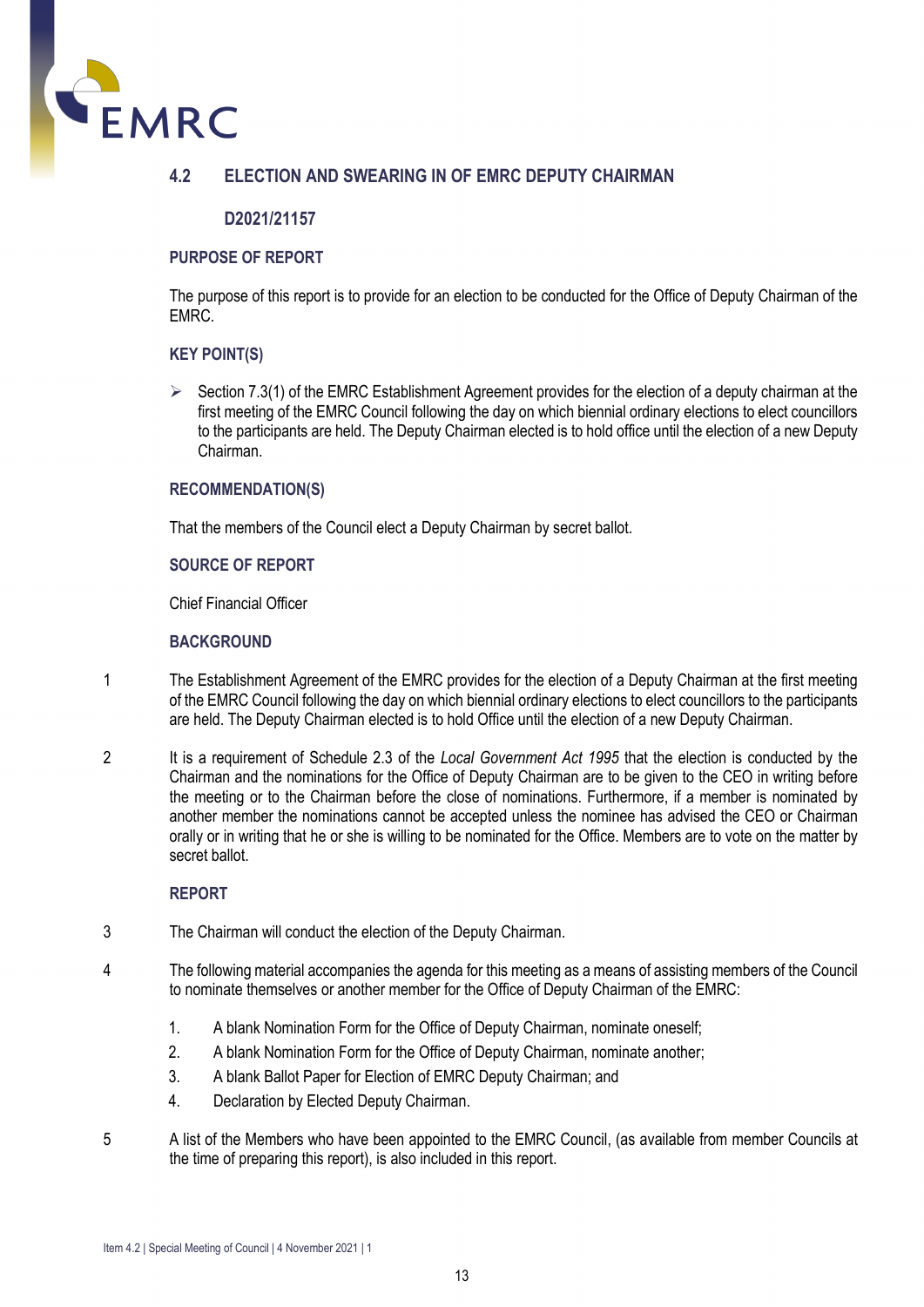## 4.2 ELECTION AND SWEARING IN OF EMRC DEPUTY CHAIRMAN

**D2021/21157**

### PURPOSE OF REPORT

The purpose of this report is to provide for an election to be conducted for the Office of Deputy Chairman of the EMRC.

### KEY POINT(S)

- Section 7.3(1) of the EMRC Establishment Agreement provides for the election of a deputy chairman at the first meeting of the EMRC Council following the day on which biennial ordinary elections to elect councillors to the participants are held. The Deputy Chairman elected is to hold office until the election of a new Deputy Chairman.

### RECOMMENDATION(S)

That the members of the Council elect a Deputy Chairman by secret ballot.

### SOURCE OF REPORT

Chief Financial Officer

### BACKGROUND

1 The Establishment Agreement of the EMRC provides for the election of a Deputy Chairman at the first meeting of the EMRC Council following the day on which biennial ordinary elections to elect councillors to the participants are held. The Deputy Chairman elected is to hold Office until the election of a new Deputy Chairman.

2 It is a requirement of Schedule 2.3 of the *Local Government Act 1995* that the election is conducted by the Chairman and the nominations for the Office of Deputy Chairman are to be given to the CEO in writing before the meeting or to the Chairman before the close of nominations. Furthermore, if a member is nominated by another member the nominations cannot be accepted unless the nominee has advised the CEO or Chairman orally or in writing that he or she is willing to be nominated for the Office. Members are to vote on the matter by secret ballot.

### REPORT

3 The Chairman will conduct the election of the Deputy Chairman.

4 The following material accompanies the agenda for this meeting as a means of assisting members of the Council to nominate themselves or another member for the Office of Deputy Chairman of the EMRC:

1. A blank Nomination Form for the Office of Deputy Chairman, nominate oneself;
2. A blank Nomination Form for the Office of Deputy Chairman, nominate another;
3. A blank Ballot Paper for Election of EMRC Deputy Chairman; and
4. Declaration by Elected Deputy Chairman.

5 A list of the Members who have been appointed to the EMRC Council, (as available from member Councils at the time of preparing this report), is also included in this report.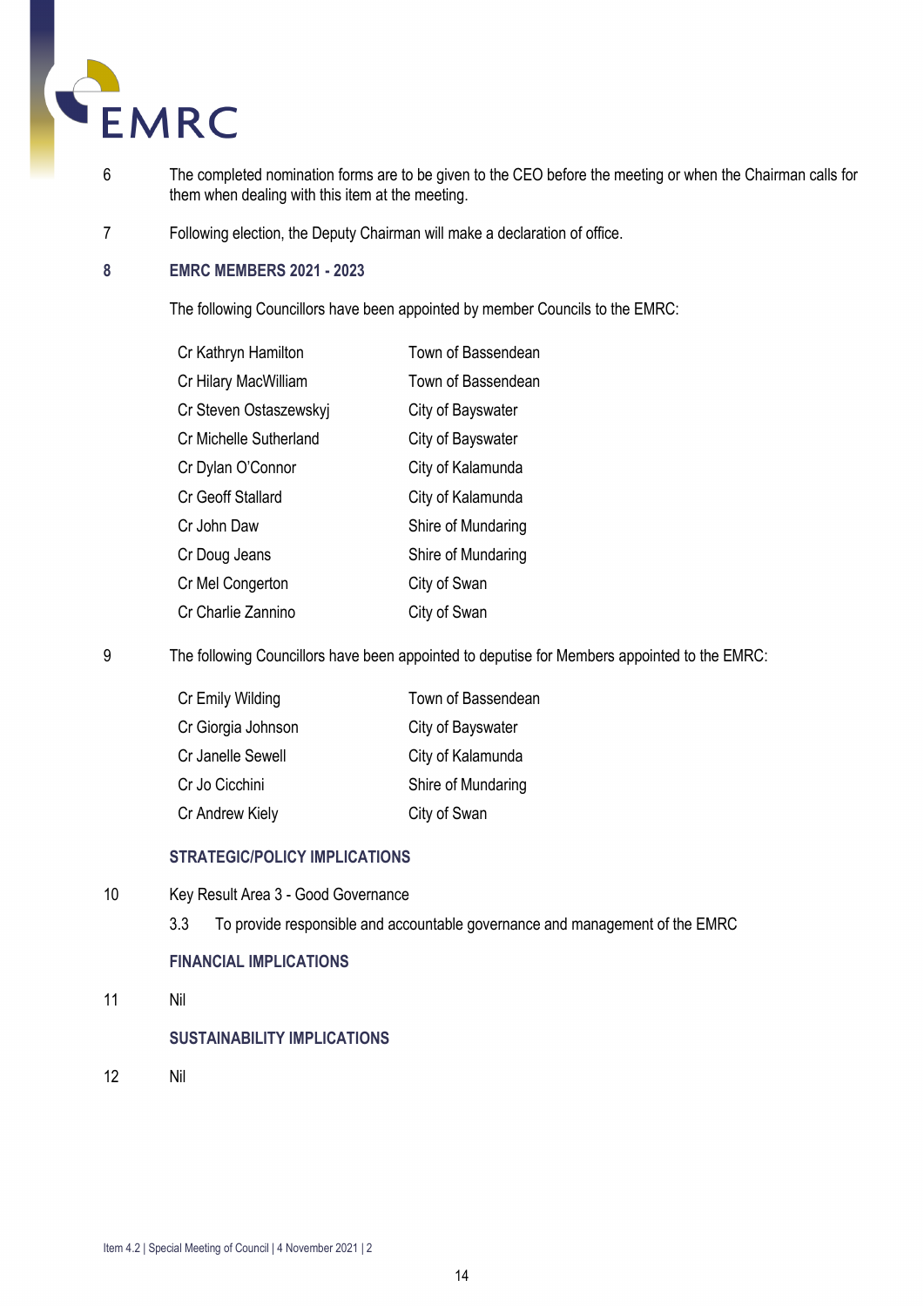6 The completed nomination forms are to be given to the CEO before the meeting or when the Chairman calls for them when dealing with this item at the meeting.

7 Following election, the Deputy Chairman will make a declaration of office.

**8 EMRC MEMBERS 2021 - 2023**

The following Councillors have been appointed by member Councils to the EMRC:

| | |
|---|---|
| Cr Kathryn Hamilton | Town of Bassendean |
| Cr Hilary MacWilliam | Town of Bassendean |
| Cr Steven Ostaszewskyj | City of Bayswater |
| Cr Michelle Sutherland | City of Bayswater |
| Cr Dylan O'Connor | City of Kalamunda |
| Cr Geoff Stallard | City of Kalamunda |
| Cr John Daw | Shire of Mundaring |
| Cr Doug Jeans | Shire of Mundaring |
| Cr Mel Congerton | City of Swan |
| Cr Charlie Zannino | City of Swan |

9 The following Councillors have been appointed to deputise for Members appointed to the EMRC:

| | |
|---|---|
| Cr Emily Wilding | Town of Bassendean |
| Cr Giorgia Johnson | City of Bayswater |
| Cr Janelle Sewell | City of Kalamunda |
| Cr Jo Cicchini | Shire of Mundaring |
| Cr Andrew Kiely | City of Swan |

**STRATEGIC/POLICY IMPLICATIONS**

10 Key Result Area 3 - Good Governance

3.3 To provide responsible and accountable governance and management of the EMRC

**FINANCIAL IMPLICATIONS**

11 Nil

**SUSTAINABILITY IMPLICATIONS**

12 Nil

Item 4.2 | Special Meeting of Council | 4 November 2021 | 2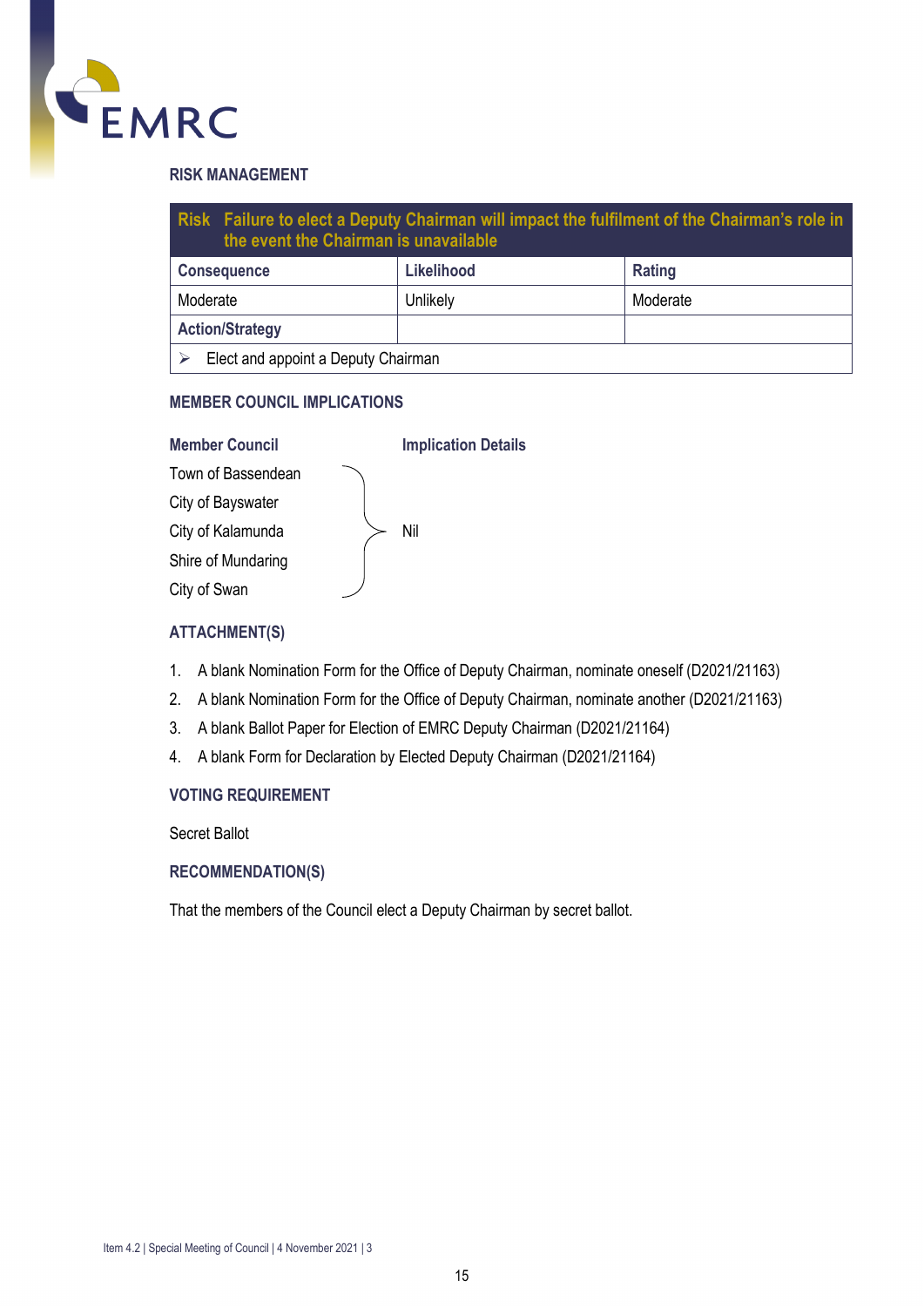## RISK MANAGEMENT

| Risk Failure to elect a Deputy Chairman will impact the fulfilment of the Chairman's role in the event the Chairman is unavailable | | |
|---|---|---|
| **Consequence** | **Likelihood** | **Rating** |
| Moderate | Unlikely | Moderate |
| **Action/Strategy** | | |
| ➢ Elect and appoint a Deputy Chairman | | |

## MEMBER COUNCIL IMPLICATIONS

| Member Council | Implication Details |
|---|---|
| Town of Bassendean | Nil |
| City of Bayswater | |
| City of Kalamunda | |
| Shire of Mundaring | |
| City of Swan | |

## ATTACHMENT(S)

1. A blank Nomination Form for the Office of Deputy Chairman, nominate oneself (D2021/21163)
2. A blank Nomination Form for the Office of Deputy Chairman, nominate another (D2021/21163)
3. A blank Ballot Paper for Election of EMRC Deputy Chairman (D2021/21164)
4. A blank Form for Declaration by Elected Deputy Chairman (D2021/21164)

## VOTING REQUIREMENT

Secret Ballot

## RECOMMENDATION(S)

That the members of the Council elect a Deputy Chairman by secret ballot.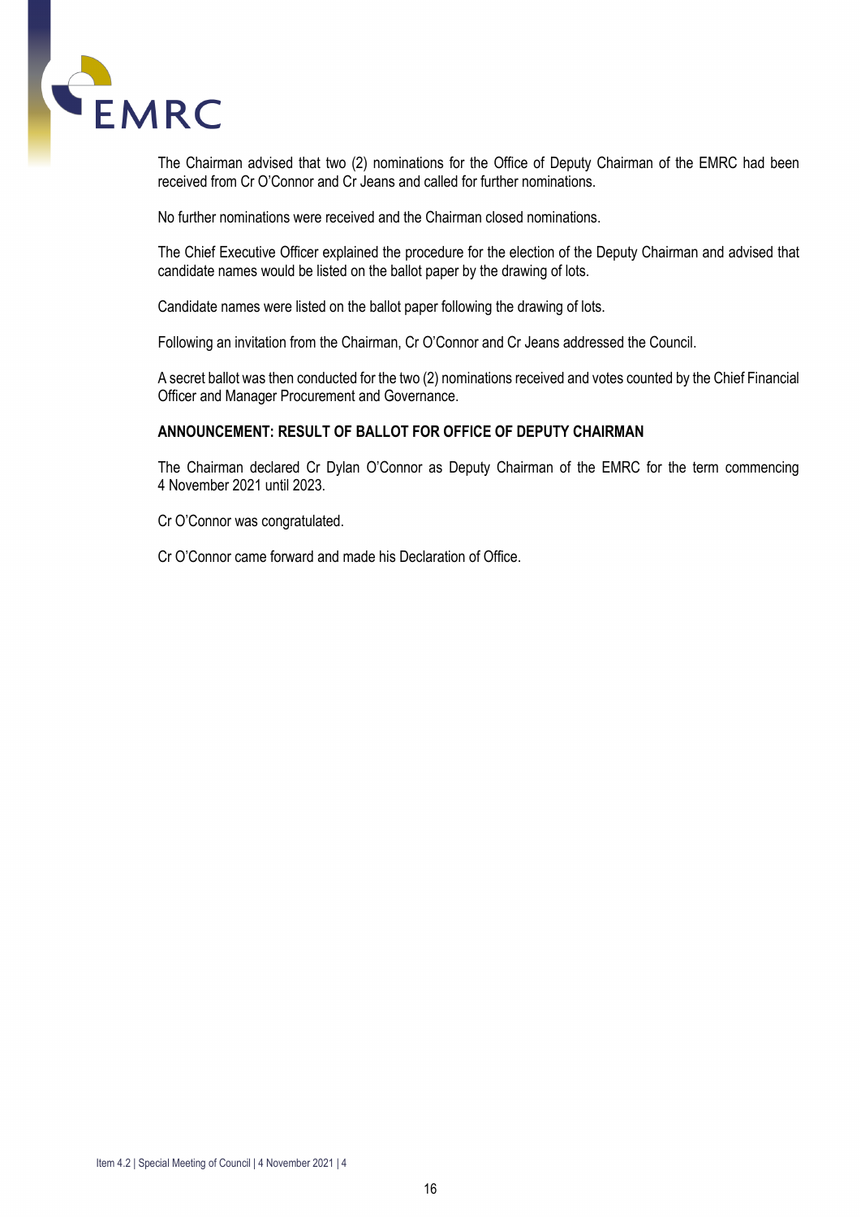The Chairman advised that two (2) nominations for the Office of Deputy Chairman of the EMRC had been received from Cr O'Connor and Cr Jeans and called for further nominations.

No further nominations were received and the Chairman closed nominations.

The Chief Executive Officer explained the procedure for the election of the Deputy Chairman and advised that candidate names would be listed on the ballot paper by the drawing of lots.

Candidate names were listed on the ballot paper following the drawing of lots.

Following an invitation from the Chairman, Cr O'Connor and Cr Jeans addressed the Council.

A secret ballot was then conducted for the two (2) nominations received and votes counted by the Chief Financial Officer and Manager Procurement and Governance.

**ANNOUNCEMENT: RESULT OF BALLOT FOR OFFICE OF DEPUTY CHAIRMAN**

The Chairman declared Cr Dylan O'Connor as Deputy Chairman of the EMRC for the term commencing 4 November 2021 until 2023.

Cr O'Connor was congratulated.

Cr O'Connor came forward and made his Declaration of Office.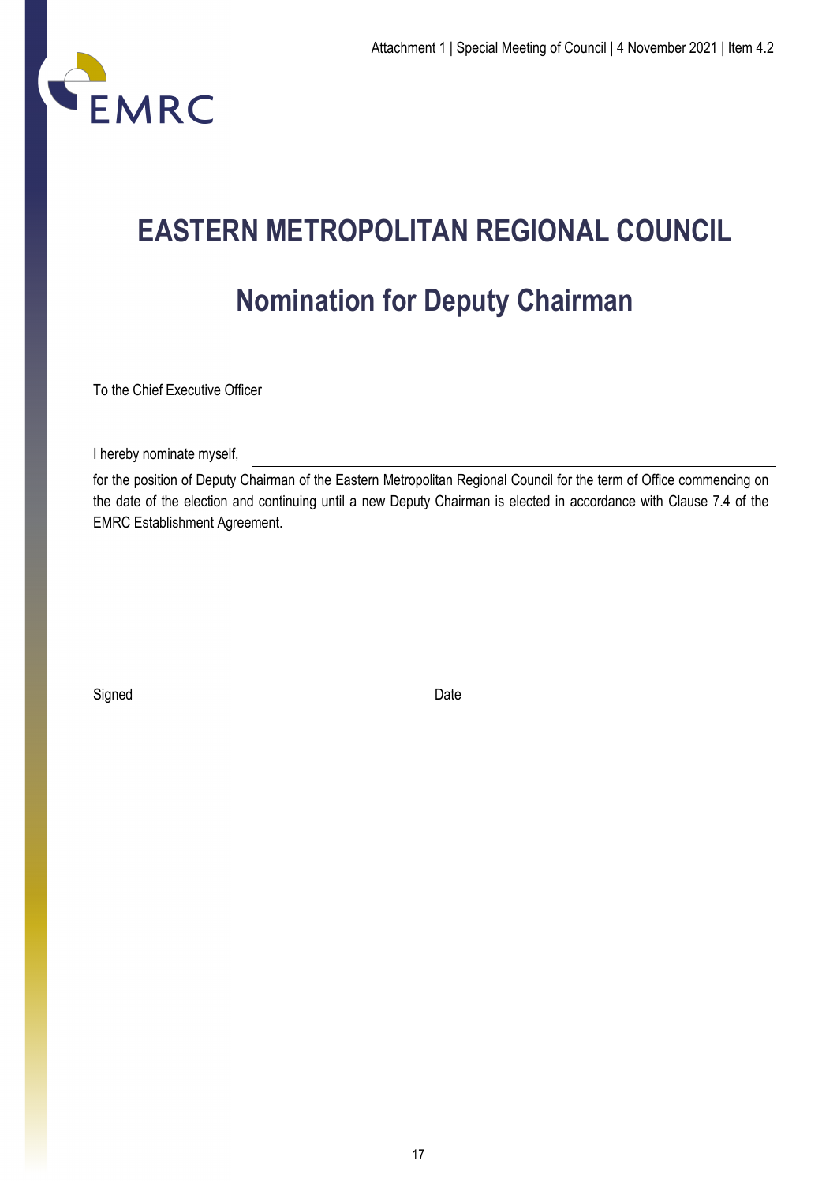# EASTERN METROPOLITAN REGIONAL COUNCIL

## Nomination for Deputy Chairman

To the Chief Executive Officer

I hereby nominate myself, ______________________________________________

for the position of Deputy Chairman of the Eastern Metropolitan Regional Council for the term of Office commencing on the date of the election and continuing until a new Deputy Chairman is elected in accordance with Clause 7.4 of the EMRC Establishment Agreement.

______________________________ ______________________________

Signed Date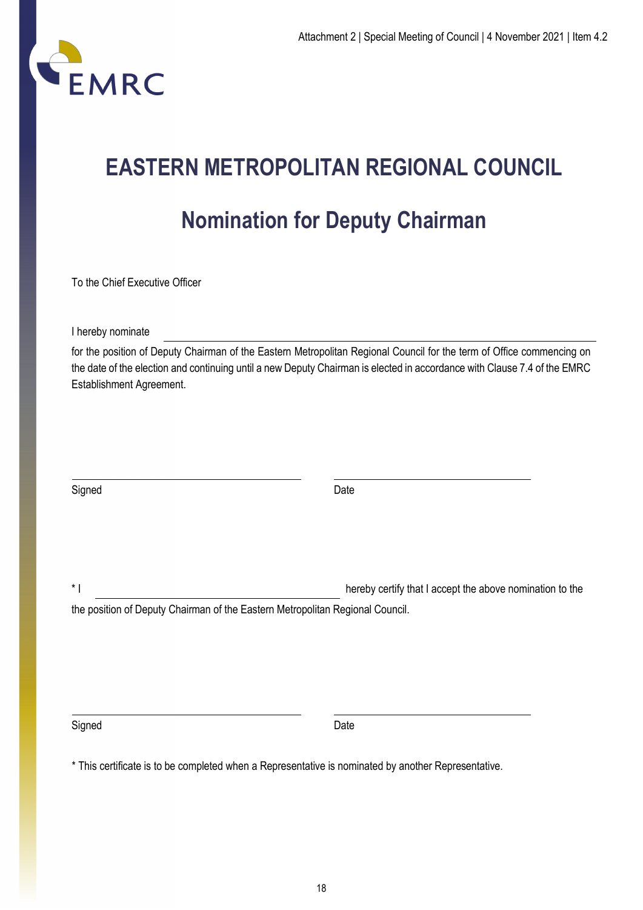# EASTERN METROPOLITAN REGIONAL COUNCIL

## Nomination for Deputy Chairman

To the Chief Executive Officer

I hereby nominate \_\_\_\_\_\_\_\_\_\_\_\_\_\_\_\_\_\_\_\_\_\_\_\_\_\_\_\_\_\_\_\_\_\_\_\_\_\_\_\_

for the position of Deputy Chairman of the Eastern Metropolitan Regional Council for the term of Office commencing on the date of the election and continuing until a new Deputy Chairman is elected in accordance with Clause 7.4 of the EMRC Establishment Agreement.

\_\_\_\_\_\_\_\_\_\_\_\_\_\_\_\_\_\_\_\_\_\_\_\_\_\_\_\_\_\_ \_\_\_\_\_\_\_\_\_\_\_\_\_\_\_\_\_\_\_\_\_\_\_\_\_\_

Signed Date

\* I \_\_\_\_\_\_\_\_\_\_\_\_\_\_\_\_\_\_\_\_\_\_\_\_\_\_\_\_\_\_\_\_ hereby certify that I accept the above nomination to the the position of Deputy Chairman of the Eastern Metropolitan Regional Council.

\_\_\_\_\_\_\_\_\_\_\_\_\_\_\_\_\_\_\_\_\_\_\_\_\_\_\_\_\_\_ \_\_\_\_\_\_\_\_\_\_\_\_\_\_\_\_\_\_\_\_\_\_\_\_\_\_

Signed Date

\* This certificate is to be completed when a Representative is nominated by another Representative.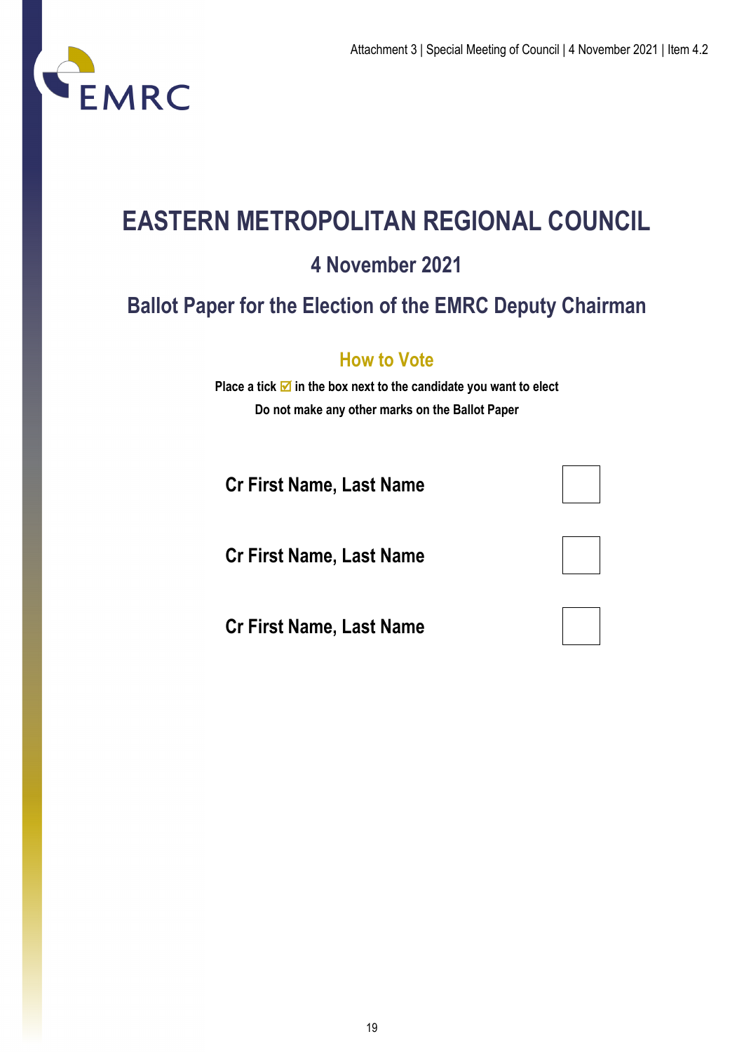# EASTERN METROPOLITAN REGIONAL COUNCIL

## 4 November 2021

## Ballot Paper for the Election of the EMRC Deputy Chairman

### How to Vote

**Place a tick ☑ in the box next to the candidate you want to elect**

**Do not make any other marks on the Ballot Paper**

| | |
|---|---|
| **Cr First Name, Last Name** | ☐ |
| **Cr First Name, Last Name** | ☐ |
| **Cr First Name, Last Name** | ☐ |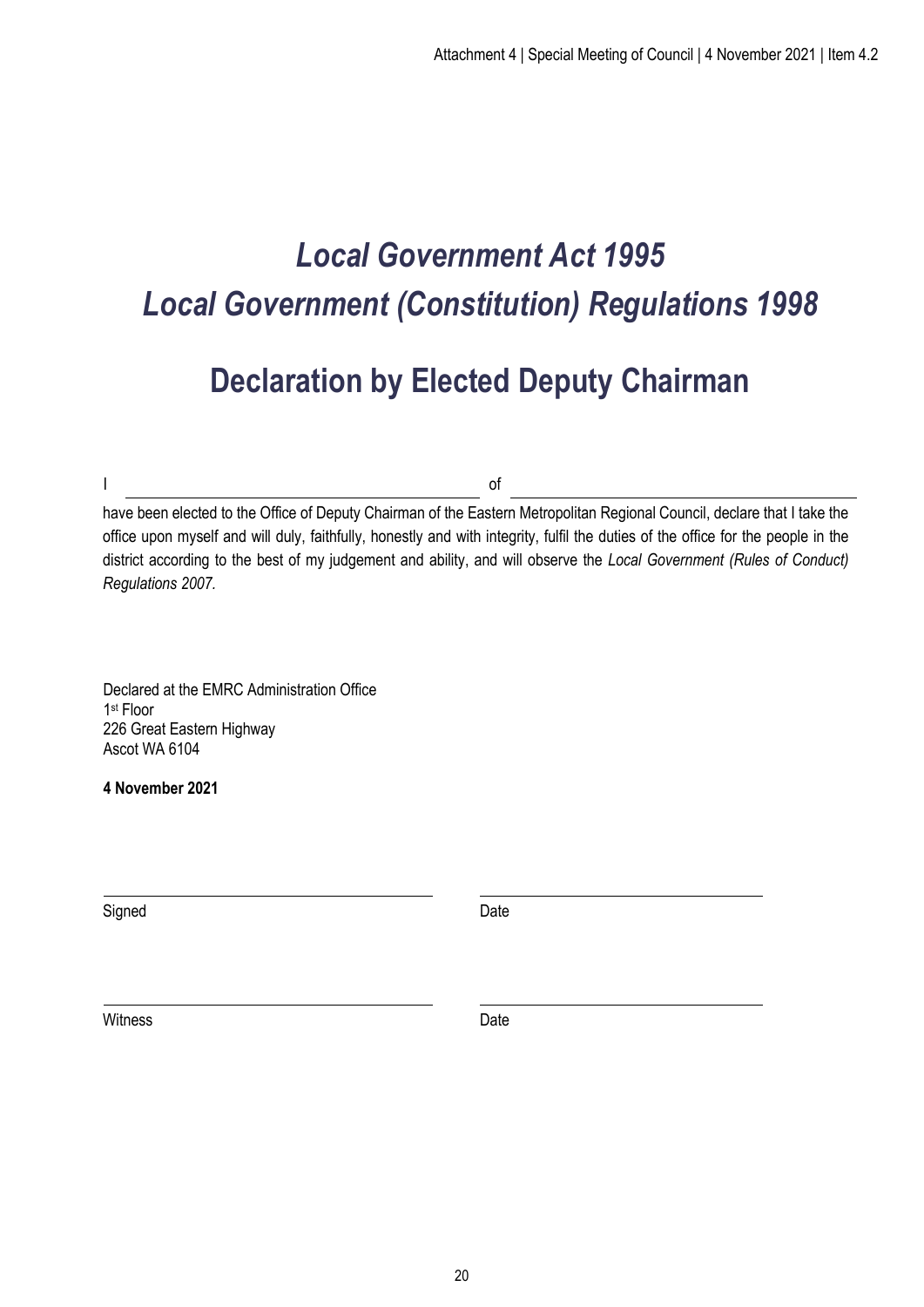# *Local Government Act 1995*
# *Local Government (Constitution) Regulations 1998*

## Declaration by Elected Deputy Chairman

I \_\_\_\_\_\_\_\_\_\_\_\_\_\_\_\_\_\_\_\_\_\_\_\_\_\_\_\_\_\_\_\_\_\_\_\_\_\_\_\_ of \_\_\_\_\_\_\_\_\_\_\_\_\_\_\_\_\_\_\_\_\_\_\_\_\_\_\_\_\_\_\_\_\_\_\_\_\_\_\_\_

have been elected to the Office of Deputy Chairman of the Eastern Metropolitan Regional Council, declare that I take the office upon myself and will duly, faithfully, honestly and with integrity, fulfil the duties of the office for the people in the district according to the best of my judgement and ability, and will observe the *Local Government (Rules of Conduct) Regulations 2007.*

Declared at the EMRC Administration Office
1st Floor
226 Great Eastern Highway
Ascot WA 6104

**4 November 2021**

\_\_\_\_\_\_\_\_\_\_\_\_\_\_\_\_\_\_\_\_\_\_\_\_\_\_\_\_\_\_\_\_\_\_\_\_\_\_ \_\_\_\_\_\_\_\_\_\_\_\_\_\_\_\_\_\_\_\_\_\_\_\_\_\_\_\_\_\_\_\_\_\_
Signed Date

\_\_\_\_\_\_\_\_\_\_\_\_\_\_\_\_\_\_\_\_\_\_\_\_\_\_\_\_\_\_\_\_\_\_\_\_\_\_ \_\_\_\_\_\_\_\_\_\_\_\_\_\_\_\_\_\_\_\_\_\_\_\_\_\_\_\_\_\_\_\_\_\_
Witness Date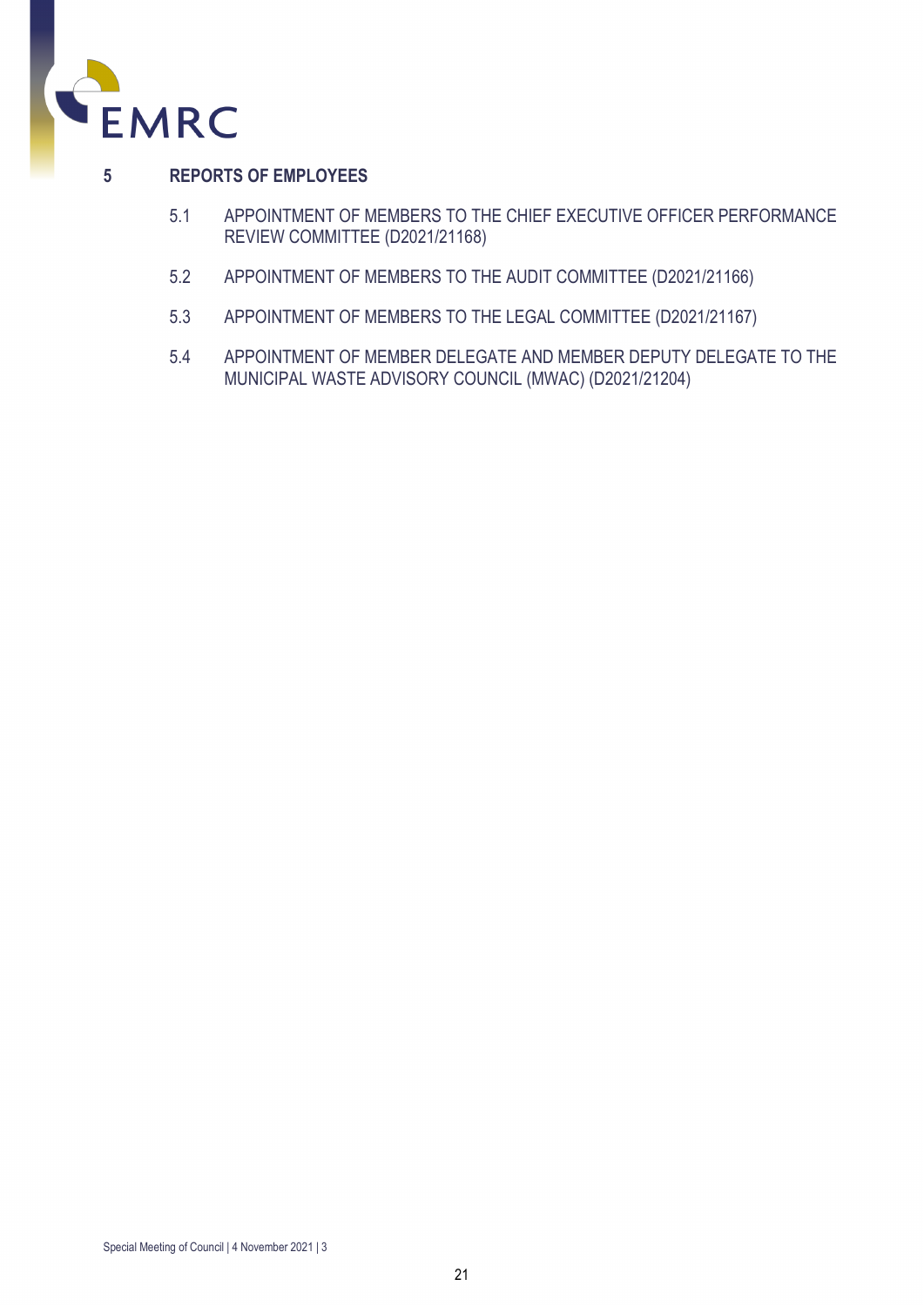## 5 REPORTS OF EMPLOYEES

5.1 APPOINTMENT OF MEMBERS TO THE CHIEF EXECUTIVE OFFICER PERFORMANCE REVIEW COMMITTEE (D2021/21168)

5.2 APPOINTMENT OF MEMBERS TO THE AUDIT COMMITTEE (D2021/21166)

5.3 APPOINTMENT OF MEMBERS TO THE LEGAL COMMITTEE (D2021/21167)

5.4 APPOINTMENT OF MEMBER DELEGATE AND MEMBER DEPUTY DELEGATE TO THE MUNICIPAL WASTE ADVISORY COUNCIL (MWAC) (D2021/21204)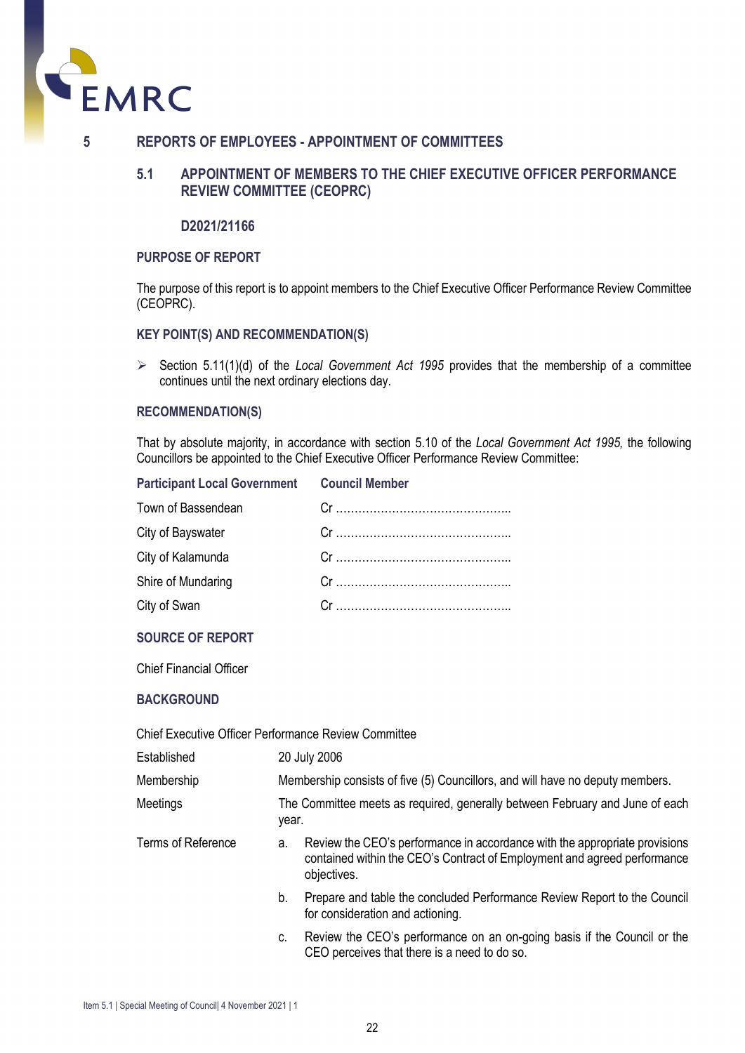## 5 REPORTS OF EMPLOYEES - APPOINTMENT OF COMMITTEES

### 5.1 APPOINTMENT OF MEMBERS TO THE CHIEF EXECUTIVE OFFICER PERFORMANCE REVIEW COMMITTEE (CEOPRC)

**D2021/21166**

#### PURPOSE OF REPORT

The purpose of this report is to appoint members to the Chief Executive Officer Performance Review Committee (CEOPRC).

#### KEY POINT(S) AND RECOMMENDATION(S)

- Section 5.11(1)(d) of the *Local Government Act 1995* provides that the membership of a committee continues until the next ordinary elections day.

#### RECOMMENDATION(S)

That by absolute majority, in accordance with section 5.10 of the *Local Government Act 1995,* the following Councillors be appointed to the Chief Executive Officer Performance Review Committee:

| Participant Local Government | Council Member |
|---|---|
| Town of Bassendean | Cr ……………………………………….. |
| City of Bayswater | Cr ……………………………………….. |
| City of Kalamunda | Cr ……………………………………….. |
| Shire of Mundaring | Cr ……………………………………….. |
| City of Swan | Cr ……………………………………….. |

#### SOURCE OF REPORT

Chief Financial Officer

#### BACKGROUND

Chief Executive Officer Performance Review Committee

| | |
|---|---|
| Established | 20 July 2006 |
| Membership | Membership consists of five (5) Councillors, and will have no deputy members. |
| Meetings | The Committee meets as required, generally between February and June of each year. |
| Terms of Reference | a. Review the CEO's performance in accordance with the appropriate provisions contained within the CEO's Contract of Employment and agreed performance objectives. |
| | b. Prepare and table the concluded Performance Review Report to the Council for consideration and actioning. |
| | c. Review the CEO's performance on an on-going basis if the Council or the CEO perceives that there is a need to do so. |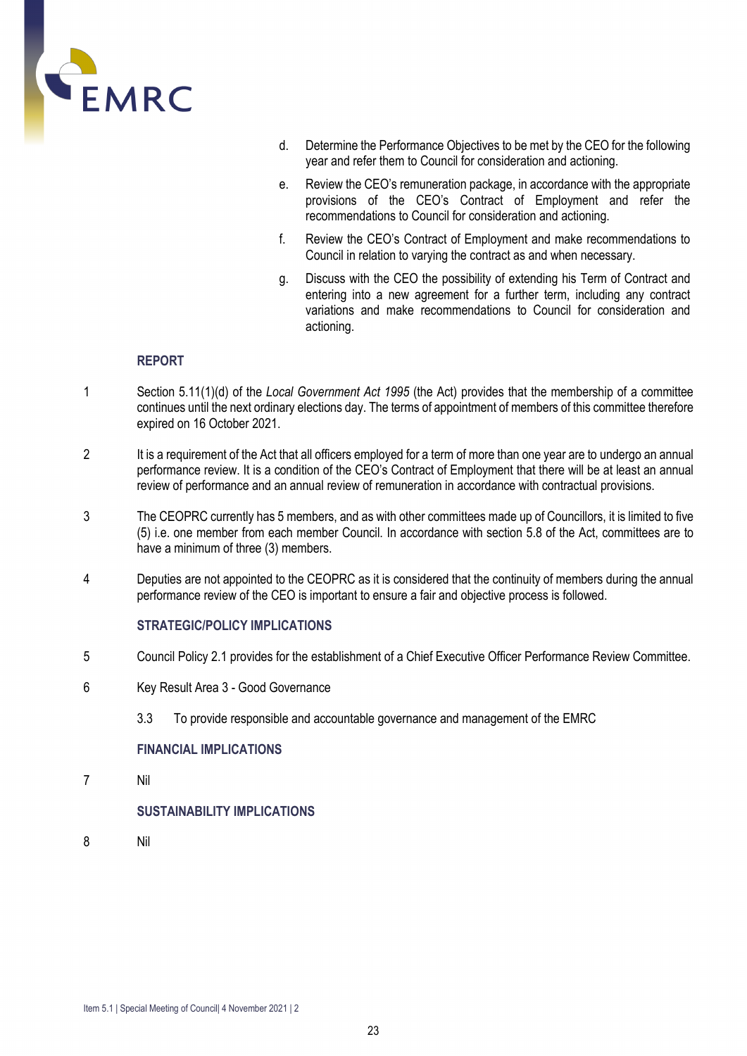d. Determine the Performance Objectives to be met by the CEO for the following year and refer them to Council for consideration and actioning.

e. Review the CEO's remuneration package, in accordance with the appropriate provisions of the CEO's Contract of Employment and refer the recommendations to Council for consideration and actioning.

f. Review the CEO's Contract of Employment and make recommendations to Council in relation to varying the contract as and when necessary.

g. Discuss with the CEO the possibility of extending his Term of Contract and entering into a new agreement for a further term, including any contract variations and make recommendations to Council for consideration and actioning.

## REPORT

1 Section 5.11(1)(d) of the *Local Government Act 1995* (the Act) provides that the membership of a committee continues until the next ordinary elections day. The terms of appointment of members of this committee therefore expired on 16 October 2021.

2 It is a requirement of the Act that all officers employed for a term of more than one year are to undergo an annual performance review. It is a condition of the CEO's Contract of Employment that there will be at least an annual review of performance and an annual review of remuneration in accordance with contractual provisions.

3 The CEOPRC currently has 5 members, and as with other committees made up of Councillors, it is limited to five (5) i.e. one member from each member Council. In accordance with section 5.8 of the Act, committees are to have a minimum of three (3) members.

4 Deputies are not appointed to the CEOPRC as it is considered that the continuity of members during the annual performance review of the CEO is important to ensure a fair and objective process is followed.

## STRATEGIC/POLICY IMPLICATIONS

5 Council Policy 2.1 provides for the establishment of a Chief Executive Officer Performance Review Committee.

6 Key Result Area 3 - Good Governance

3.3 To provide responsible and accountable governance and management of the EMRC

## FINANCIAL IMPLICATIONS

7 Nil

## SUSTAINABILITY IMPLICATIONS

8 Nil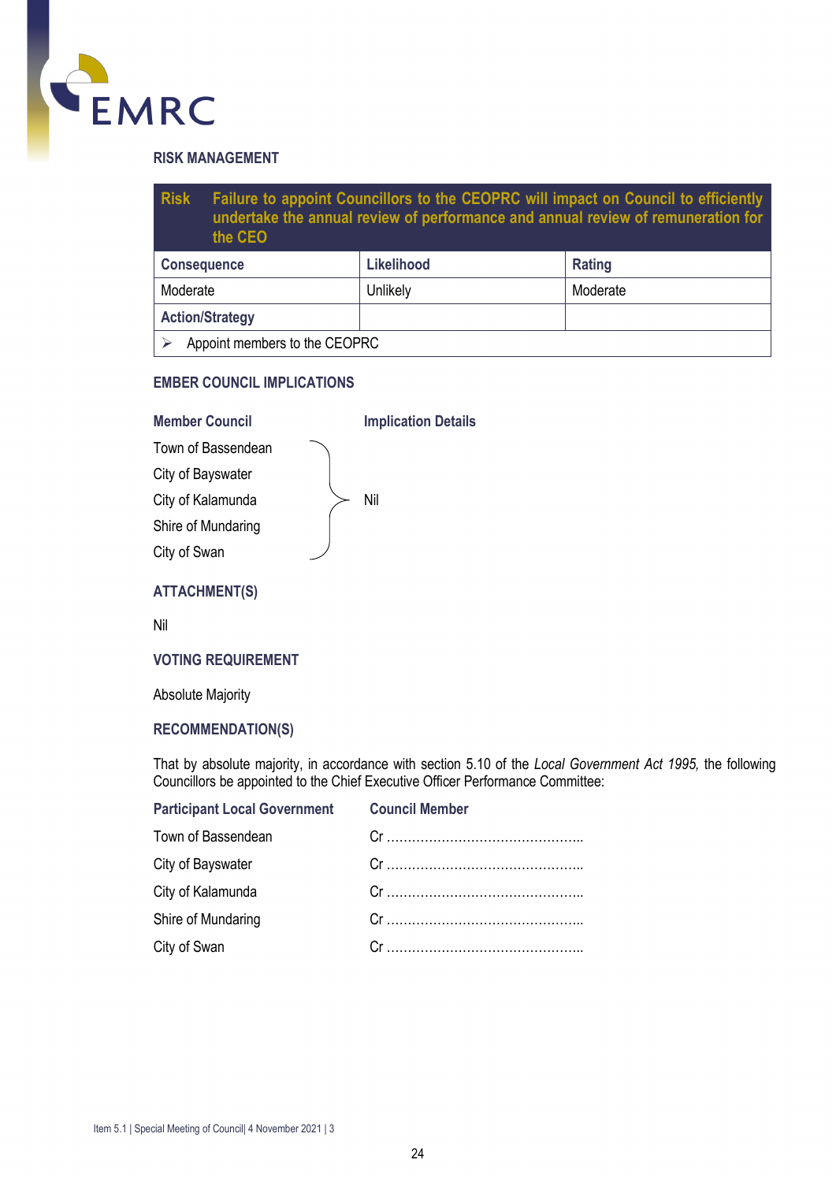## RISK MANAGEMENT

| **Risk** | **Failure to appoint Councillors to the CEOPRC will impact on Council to efficiently undertake the annual review of performance and annual review of remuneration for the CEO** | |
|---|---|---|
| **Consequence** | **Likelihood** | **Rating** |
| Moderate | Unlikely | Moderate |
| **Action/Strategy** | | |
| ➢ Appoint members to the CEOPRC | | |

## EMBER COUNCIL IMPLICATIONS

| Member Council | Implication Details |
|---|---|
| Town of Bassendean<br>City of Bayswater<br>City of Kalamunda<br>Shire of Mundaring<br>City of Swan | Nil |

## ATTACHMENT(S)

Nil

## VOTING REQUIREMENT

Absolute Majority

## RECOMMENDATION(S)

That by absolute majority, in accordance with section 5.10 of the *Local Government Act 1995,* the following Councillors be appointed to the Chief Executive Officer Performance Committee:

| Participant Local Government | Council Member |
|---|---|
| Town of Bassendean | Cr ……………………………………….. |
| City of Bayswater | Cr ……………………………………….. |
| City of Kalamunda | Cr ……………………………………….. |
| Shire of Mundaring | Cr ……………………………………….. |
| City of Swan | Cr ……………………………………….. |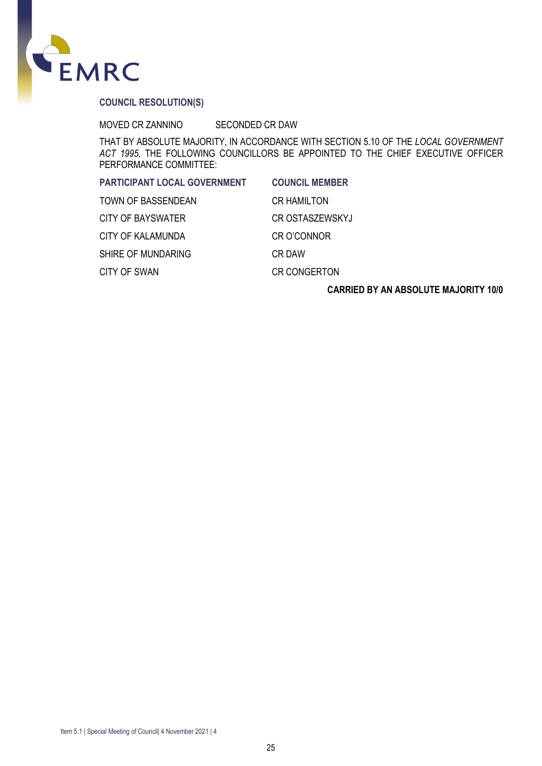## COUNCIL RESOLUTION(S)

MOVED CR ZANNINO SECONDED CR DAW

THAT BY ABSOLUTE MAJORITY, IN ACCORDANCE WITH SECTION 5.10 OF THE *LOCAL GOVERNMENT ACT 1995,* THE FOLLOWING COUNCILLORS BE APPOINTED TO THE CHIEF EXECUTIVE OFFICER PERFORMANCE COMMITTEE:

| PARTICIPANT LOCAL GOVERNMENT | COUNCIL MEMBER |
|---|---|
| TOWN OF BASSENDEAN | CR HAMILTON |
| CITY OF BAYSWATER | CR OSTASZEWSKYJ |
| CITY OF KALAMUNDA | CR O'CONNOR |
| SHIRE OF MUNDARING | CR DAW |
| CITY OF SWAN | CR CONGERTON |

**CARRIED BY AN ABSOLUTE MAJORITY 10/0**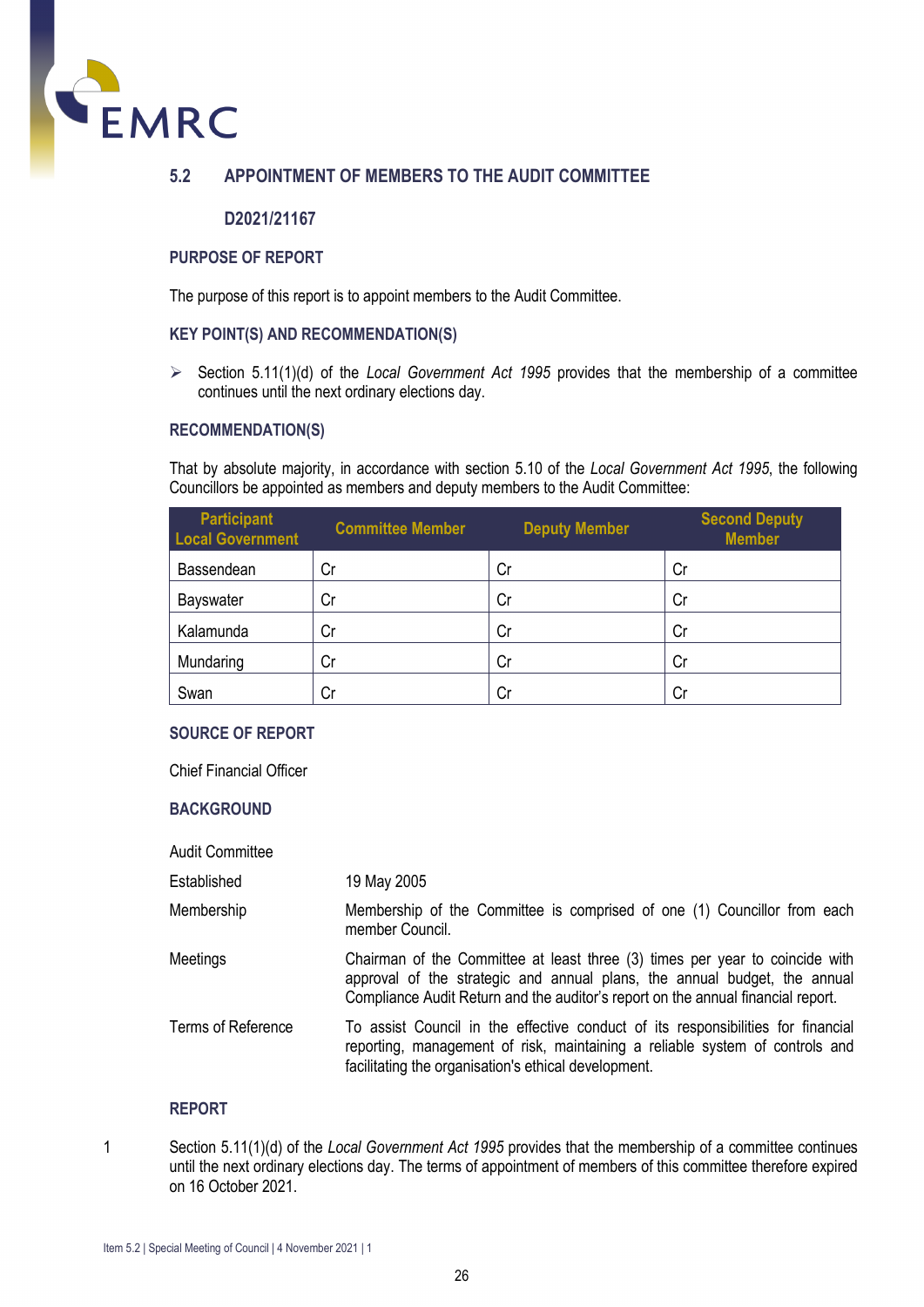## 5.2 APPOINTMENT OF MEMBERS TO THE AUDIT COMMITTEE

**D2021/21167**

### PURPOSE OF REPORT

The purpose of this report is to appoint members to the Audit Committee.

### KEY POINT(S) AND RECOMMENDATION(S)

- Section 5.11(1)(d) of the *Local Government Act 1995* provides that the membership of a committee continues until the next ordinary elections day.

### RECOMMENDATION(S)

That by absolute majority, in accordance with section 5.10 of the *Local Government Act 1995*, the following Councillors be appointed as members and deputy members to the Audit Committee:

| Participant Local Government | Committee Member | Deputy Member | Second Deputy Member |
|---|---|---|---|
| Bassendean | Cr | Cr | Cr |
| Bayswater | Cr | Cr | Cr |
| Kalamunda | Cr | Cr | Cr |
| Mundaring | Cr | Cr | Cr |
| Swan | Cr | Cr | Cr |

### SOURCE OF REPORT

Chief Financial Officer

### BACKGROUND

Audit Committee

| | |
|---|---|
| Established | 19 May 2005 |
| Membership | Membership of the Committee is comprised of one (1) Councillor from each member Council. |
| Meetings | Chairman of the Committee at least three (3) times per year to coincide with approval of the strategic and annual plans, the annual budget, the annual Compliance Audit Return and the auditor's report on the annual financial report. |
| Terms of Reference | To assist Council in the effective conduct of its responsibilities for financial reporting, management of risk, maintaining a reliable system of controls and facilitating the organisation's ethical development. |

### REPORT

1 Section 5.11(1)(d) of the *Local Government Act 1995* provides that the membership of a committee continues until the next ordinary elections day. The terms of appointment of members of this committee therefore expired on 16 October 2021.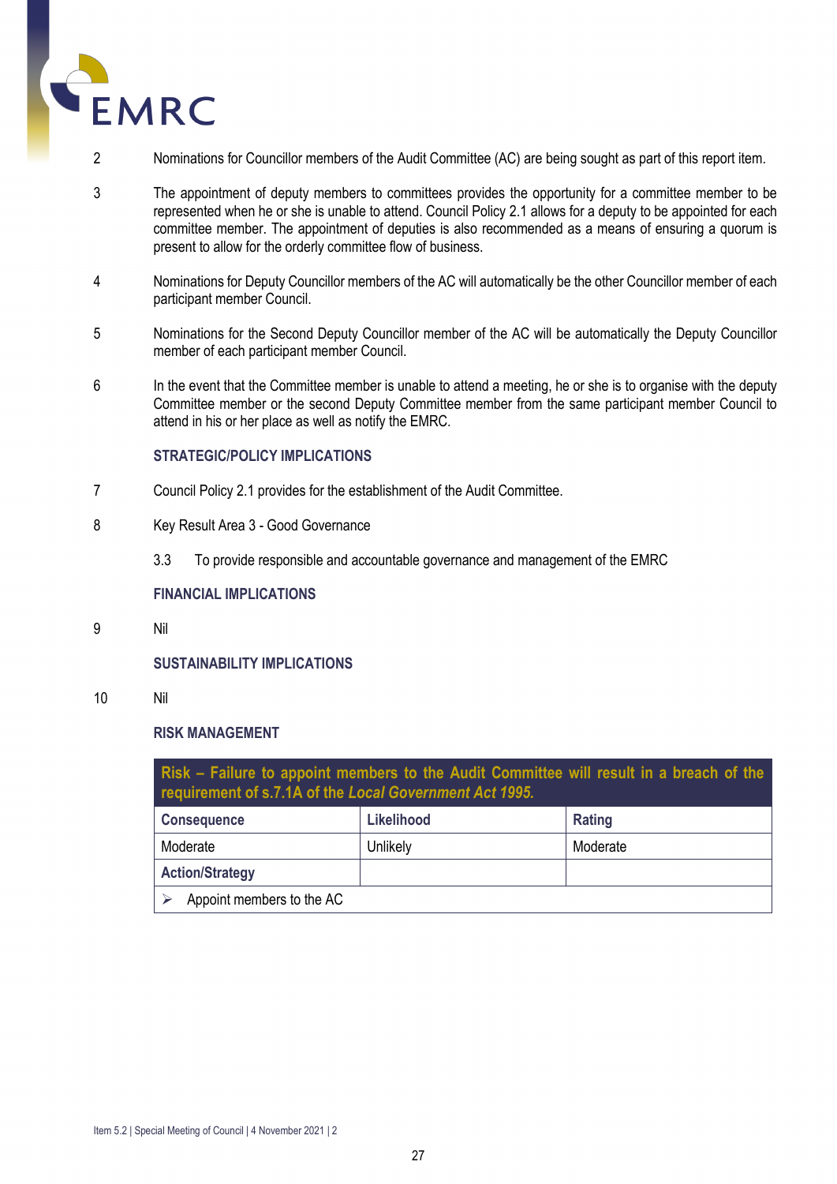2 Nominations for Councillor members of the Audit Committee (AC) are being sought as part of this report item.

3 The appointment of deputy members to committees provides the opportunity for a committee member to be represented when he or she is unable to attend. Council Policy 2.1 allows for a deputy to be appointed for each committee member. The appointment of deputies is also recommended as a means of ensuring a quorum is present to allow for the orderly committee flow of business.

4 Nominations for Deputy Councillor members of the AC will automatically be the other Councillor member of each participant member Council.

5 Nominations for the Second Deputy Councillor member of the AC will be automatically the Deputy Councillor member of each participant member Council.

6 In the event that the Committee member is unable to attend a meeting, he or she is to organise with the deputy Committee member or the second Deputy Committee member from the same participant member Council to attend in his or her place as well as notify the EMRC.

## STRATEGIC/POLICY IMPLICATIONS

7 Council Policy 2.1 provides for the establishment of the Audit Committee.

8 Key Result Area 3 - Good Governance

3.3 To provide responsible and accountable governance and management of the EMRC

## FINANCIAL IMPLICATIONS

9 Nil

## SUSTAINABILITY IMPLICATIONS

10 Nil

## RISK MANAGEMENT

| **Risk – Failure to appoint members to the Audit Committee will result in a breach of the requirement of s.7.1A of the *Local Government Act 1995.*** | | |
|---|---|---|
| **Consequence** | **Likelihood** | **Rating** |
| Moderate | Unlikely | Moderate |
| **Action/Strategy** | | |
| ➢ Appoint members to the AC | | |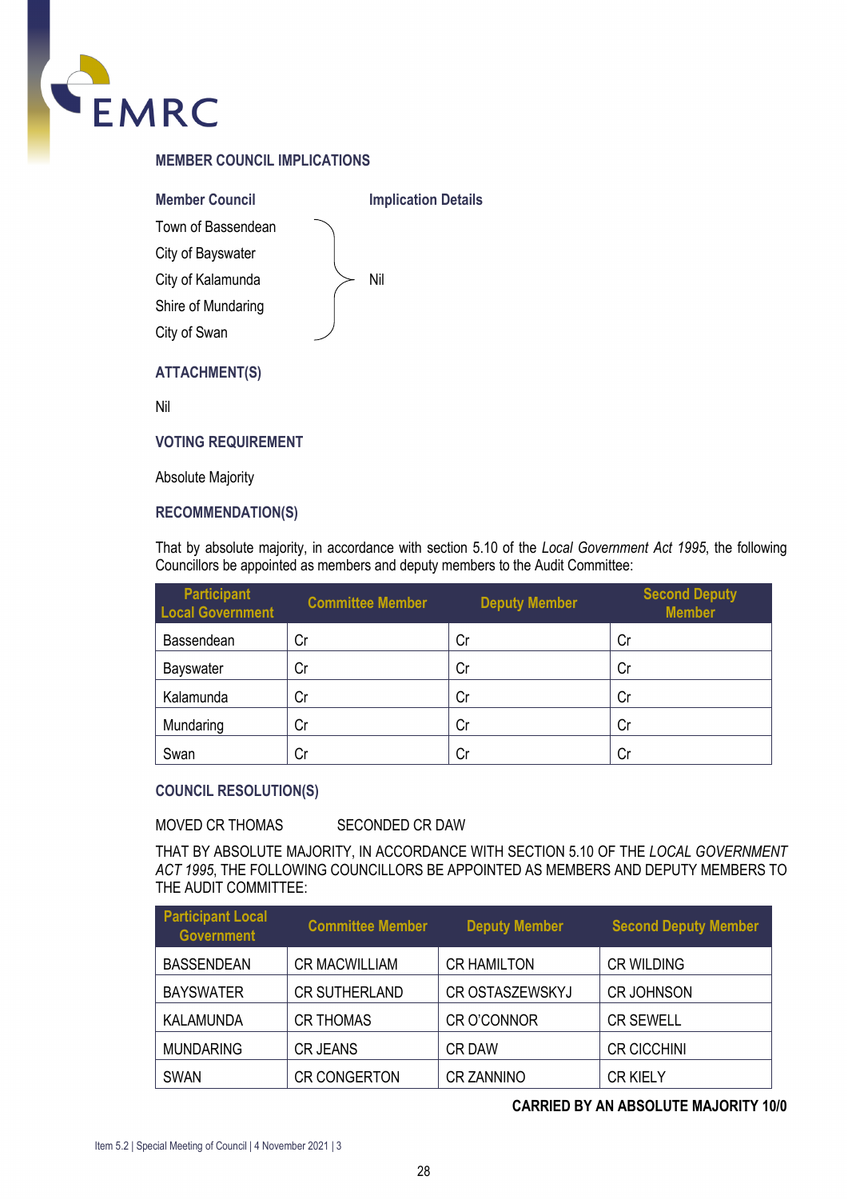## MEMBER COUNCIL IMPLICATIONS

| Member Council | Implication Details |
|---|---|
| Town of Bassendean | Nil |
| City of Bayswater | |
| City of Kalamunda | |
| Shire of Mundaring | |
| City of Swan | |

## ATTACHMENT(S)

Nil

## VOTING REQUIREMENT

Absolute Majority

## RECOMMENDATION(S)

That by absolute majority, in accordance with section 5.10 of the *Local Government Act 1995*, the following Councillors be appointed as members and deputy members to the Audit Committee:

| Participant Local Government | Committee Member | Deputy Member | Second Deputy Member |
|---|---|---|---|
| Bassendean | Cr | Cr | Cr |
| Bayswater | Cr | Cr | Cr |
| Kalamunda | Cr | Cr | Cr |
| Mundaring | Cr | Cr | Cr |
| Swan | Cr | Cr | Cr |

## COUNCIL RESOLUTION(S)

MOVED CR THOMAS    SECONDED CR DAW

THAT BY ABSOLUTE MAJORITY, IN ACCORDANCE WITH SECTION 5.10 OF THE *LOCAL GOVERNMENT ACT 1995*, THE FOLLOWING COUNCILLORS BE APPOINTED AS MEMBERS AND DEPUTY MEMBERS TO THE AUDIT COMMITTEE:

| Participant Local Government | Committee Member | Deputy Member | Second Deputy Member |
|---|---|---|---|
| BASSENDEAN | CR MACWILLIAM | CR HAMILTON | CR WILDING |
| BAYSWATER | CR SUTHERLAND | CR OSTASZEWSKYJ | CR JOHNSON |
| KALAMUNDA | CR THOMAS | CR O'CONNOR | CR SEWELL |
| MUNDARING | CR JEANS | CR DAW | CR CICCHINI |
| SWAN | CR CONGERTON | CR ZANNINO | CR KIELY |

**CARRIED BY AN ABSOLUTE MAJORITY 10/0**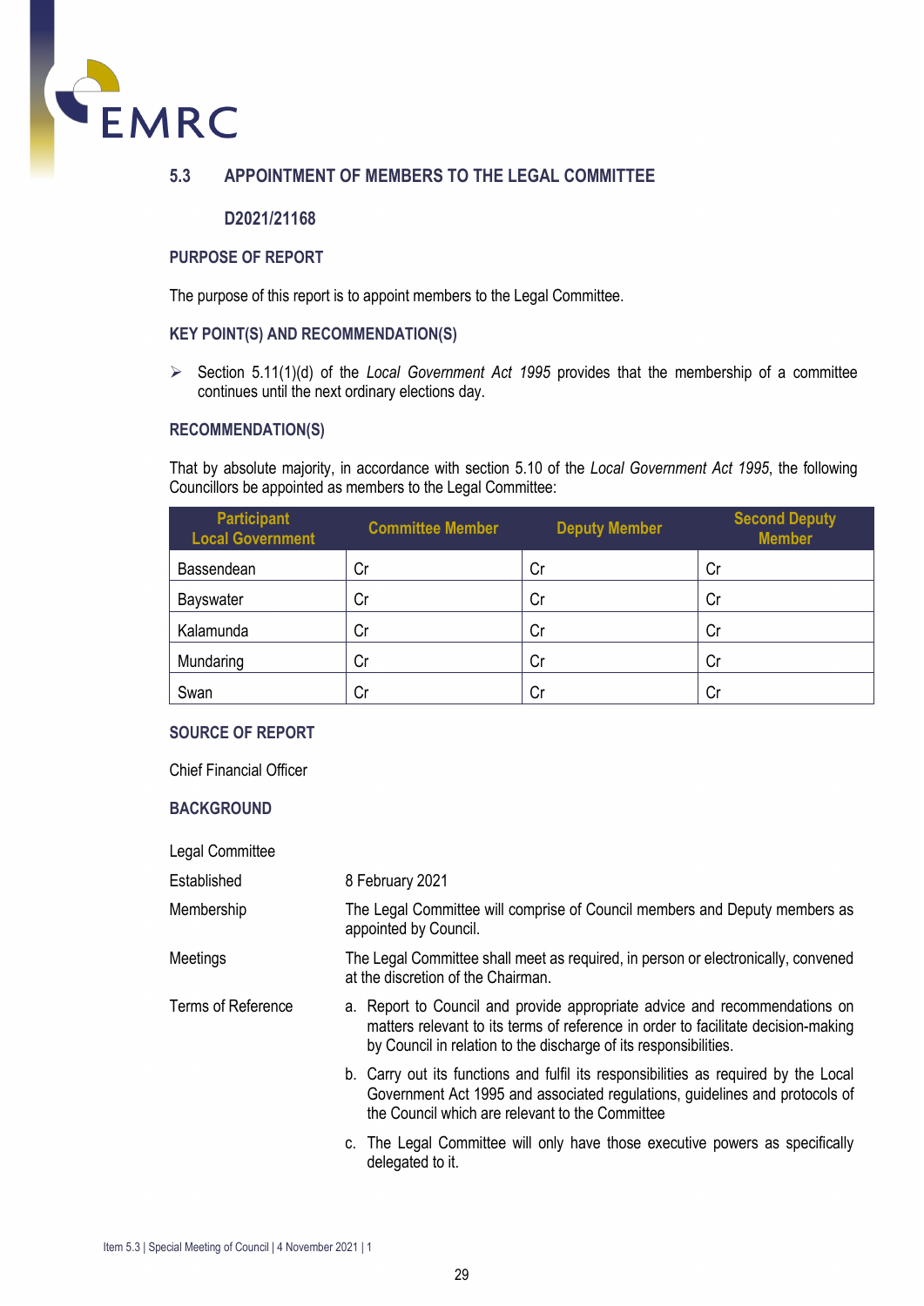## 5.3 APPOINTMENT OF MEMBERS TO THE LEGAL COMMITTEE

**D2021/21168**

### PURPOSE OF REPORT

The purpose of this report is to appoint members to the Legal Committee.

### KEY POINT(S) AND RECOMMENDATION(S)

- Section 5.11(1)(d) of the *Local Government Act 1995* provides that the membership of a committee continues until the next ordinary elections day.

### RECOMMENDATION(S)

That by absolute majority, in accordance with section 5.10 of the *Local Government Act 1995*, the following Councillors be appointed as members to the Legal Committee:

| Participant Local Government | Committee Member | Deputy Member | Second Deputy Member |
|---|---|---|---|
| Bassendean | Cr | Cr | Cr |
| Bayswater | Cr | Cr | Cr |
| Kalamunda | Cr | Cr | Cr |
| Mundaring | Cr | Cr | Cr |
| Swan | Cr | Cr | Cr |

### SOURCE OF REPORT

Chief Financial Officer

### BACKGROUND

Legal Committee

| | |
|---|---|
| Established | 8 February 2021 |
| Membership | The Legal Committee will comprise of Council members and Deputy members as appointed by Council. |
| Meetings | The Legal Committee shall meet as required, in person or electronically, convened at the discretion of the Chairman. |
| Terms of Reference | a. Report to Council and provide appropriate advice and recommendations on matters relevant to its terms of reference in order to facilitate decision-making by Council in relation to the discharge of its responsibilities.<br>b. Carry out its functions and fulfil its responsibilities as required by the Local Government Act 1995 and associated regulations, guidelines and protocols of the Council which are relevant to the Committee<br>c. The Legal Committee will only have those executive powers as specifically delegated to it. |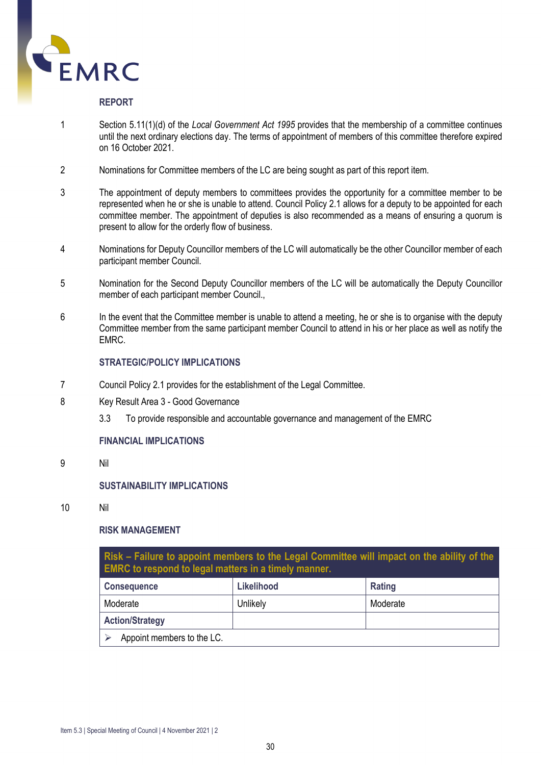## REPORT

1 Section 5.11(1)(d) of the *Local Government Act 1995* provides that the membership of a committee continues until the next ordinary elections day. The terms of appointment of members of this committee therefore expired on 16 October 2021.

2 Nominations for Committee members of the LC are being sought as part of this report item.

3 The appointment of deputy members to committees provides the opportunity for a committee member to be represented when he or she is unable to attend. Council Policy 2.1 allows for a deputy to be appointed for each committee member. The appointment of deputies is also recommended as a means of ensuring a quorum is present to allow for the orderly flow of business.

4 Nominations for Deputy Councillor members of the LC will automatically be the other Councillor member of each participant member Council.

5 Nomination for the Second Deputy Councillor members of the LC will be automatically the Deputy Councillor member of each participant member Council.,

6 In the event that the Committee member is unable to attend a meeting, he or she is to organise with the deputy Committee member from the same participant member Council to attend in his or her place as well as notify the EMRC.

## STRATEGIC/POLICY IMPLICATIONS

7 Council Policy 2.1 provides for the establishment of the Legal Committee.

8 Key Result Area 3 - Good Governance

3.3 To provide responsible and accountable governance and management of the EMRC

## FINANCIAL IMPLICATIONS

9 Nil

## SUSTAINABILITY IMPLICATIONS

10 Nil

## RISK MANAGEMENT

| Risk – Failure to appoint members to the Legal Committee will impact on the ability of the EMRC to respond to legal matters in a timely manner. | | |
|---|---|---|
| **Consequence** | **Likelihood** | **Rating** |
| Moderate | Unlikely | Moderate |
| **Action/Strategy** | | |
| ➢ Appoint members to the LC. | | |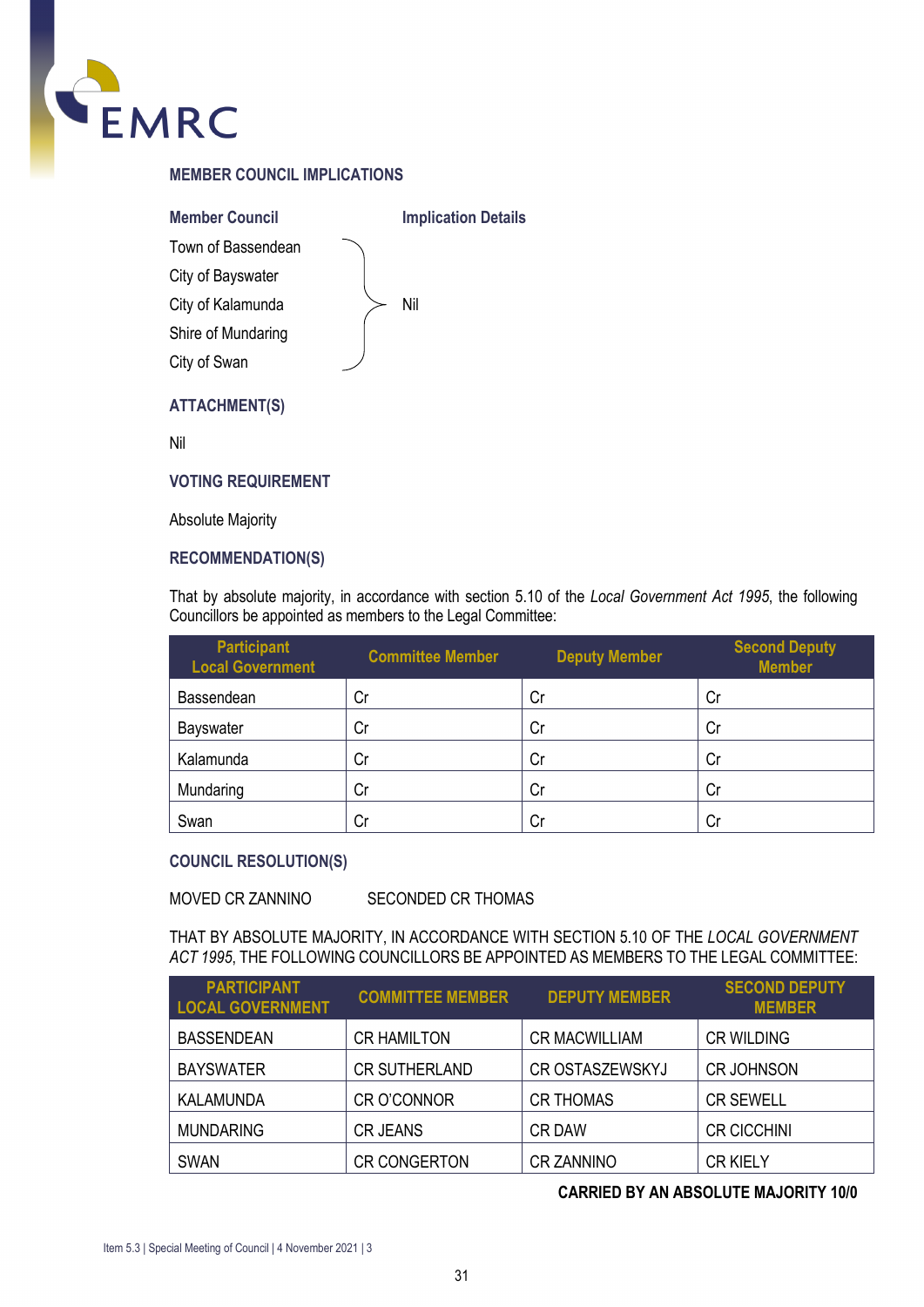### MEMBER COUNCIL IMPLICATIONS

| Member Council | Implication Details |
|---|---|
| Town of Bassendean<br>City of Bayswater<br>City of Kalamunda<br>Shire of Mundaring<br>City of Swan | Nil |

### ATTACHMENT(S)

Nil

### VOTING REQUIREMENT

Absolute Majority

### RECOMMENDATION(S)

That by absolute majority, in accordance with section 5.10 of the *Local Government Act 1995*, the following Councillors be appointed as members to the Legal Committee:

| Participant Local Government | Committee Member | Deputy Member | Second Deputy Member |
|---|---|---|---|
| Bassendean | Cr | Cr | Cr |
| Bayswater | Cr | Cr | Cr |
| Kalamunda | Cr | Cr | Cr |
| Mundaring | Cr | Cr | Cr |
| Swan | Cr | Cr | Cr |

### COUNCIL RESOLUTION(S)

MOVED CR ZANNINO SECONDED CR THOMAS

THAT BY ABSOLUTE MAJORITY, IN ACCORDANCE WITH SECTION 5.10 OF THE *LOCAL GOVERNMENT ACT 1995*, THE FOLLOWING COUNCILLORS BE APPOINTED AS MEMBERS TO THE LEGAL COMMITTEE:

| PARTICIPANT LOCAL GOVERNMENT | COMMITTEE MEMBER | DEPUTY MEMBER | SECOND DEPUTY MEMBER |
|---|---|---|---|
| BASSENDEAN | CR HAMILTON | CR MACWILLIAM | CR WILDING |
| BAYSWATER | CR SUTHERLAND | CR OSTASZEWSKYJ | CR JOHNSON |
| KALAMUNDA | CR O'CONNOR | CR THOMAS | CR SEWELL |
| MUNDARING | CR JEANS | CR DAW | CR CICCHINI |
| SWAN | CR CONGERTON | CR ZANNINO | CR KIELY |

**CARRIED BY AN ABSOLUTE MAJORITY 10/0**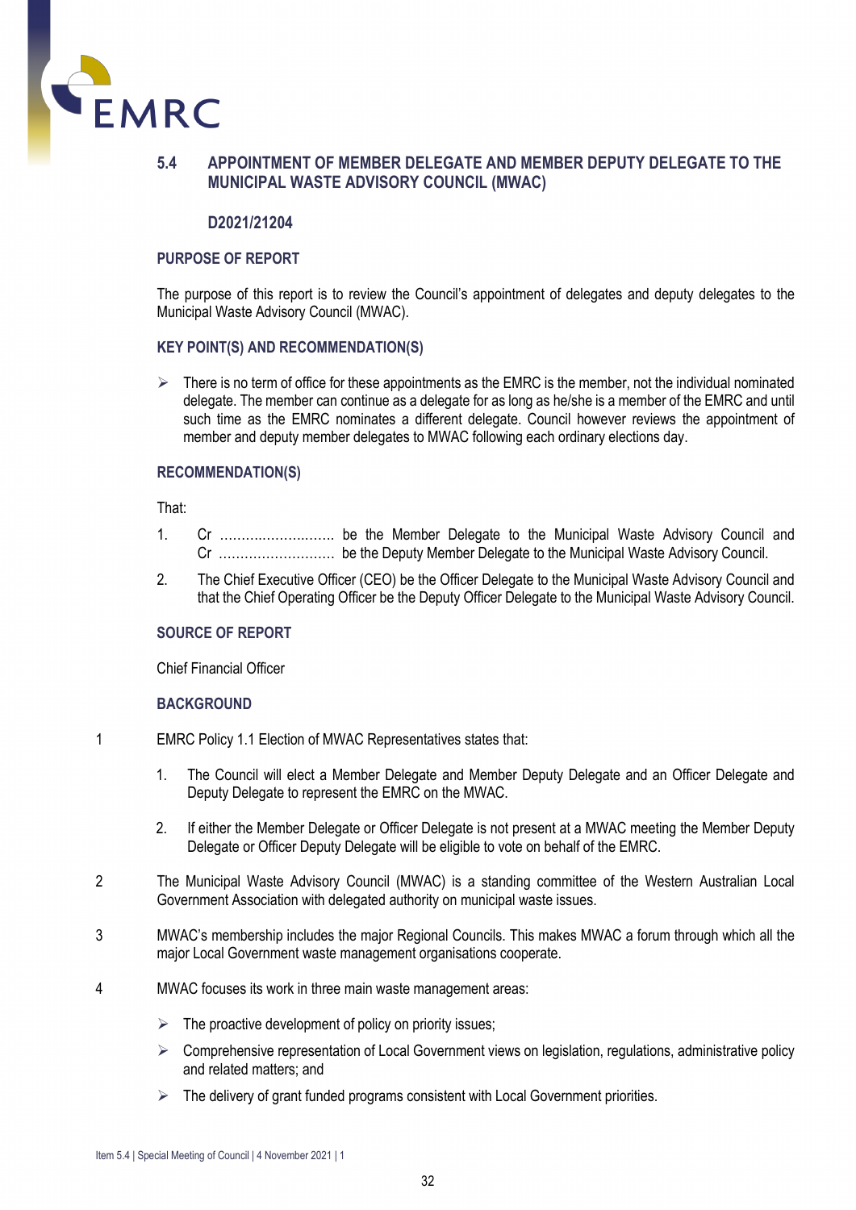## 5.4 APPOINTMENT OF MEMBER DELEGATE AND MEMBER DEPUTY DELEGATE TO THE MUNICIPAL WASTE ADVISORY COUNCIL (MWAC)

**D2021/21204**

### PURPOSE OF REPORT

The purpose of this report is to review the Council's appointment of delegates and deputy delegates to the Municipal Waste Advisory Council (MWAC).

### KEY POINT(S) AND RECOMMENDATION(S)

- There is no term of office for these appointments as the EMRC is the member, not the individual nominated delegate. The member can continue as a delegate for as long as he/she is a member of the EMRC and until such time as the EMRC nominates a different delegate. Council however reviews the appointment of member and deputy member delegates to MWAC following each ordinary elections day.

### RECOMMENDATION(S)

That:

1. Cr ……………………… be the Member Delegate to the Municipal Waste Advisory Council and Cr ……………………… be the Deputy Member Delegate to the Municipal Waste Advisory Council.
2. The Chief Executive Officer (CEO) be the Officer Delegate to the Municipal Waste Advisory Council and that the Chief Operating Officer be the Deputy Officer Delegate to the Municipal Waste Advisory Council.

### SOURCE OF REPORT

Chief Financial Officer

### BACKGROUND

1 EMRC Policy 1.1 Election of MWAC Representatives states that:

   1. The Council will elect a Member Delegate and Member Deputy Delegate and an Officer Delegate and Deputy Delegate to represent the EMRC on the MWAC.
   2. If either the Member Delegate or Officer Delegate is not present at a MWAC meeting the Member Deputy Delegate or Officer Deputy Delegate will be eligible to vote on behalf of the EMRC.

2 The Municipal Waste Advisory Council (MWAC) is a standing committee of the Western Australian Local Government Association with delegated authority on municipal waste issues.

3 MWAC's membership includes the major Regional Councils. This makes MWAC a forum through which all the major Local Government waste management organisations cooperate.

4 MWAC focuses its work in three main waste management areas:

- The proactive development of policy on priority issues;
- Comprehensive representation of Local Government views on legislation, regulations, administrative policy and related matters; and
- The delivery of grant funded programs consistent with Local Government priorities.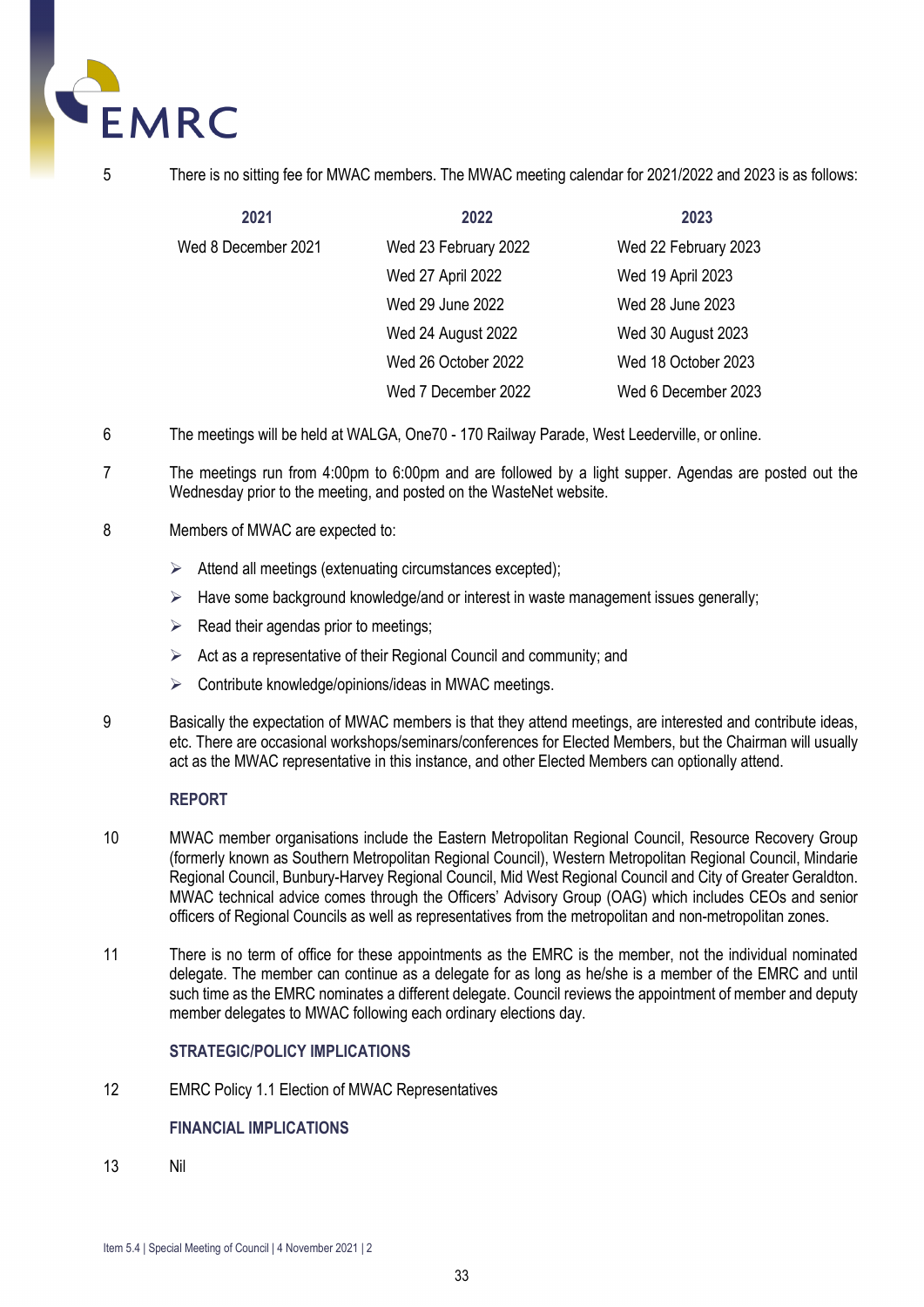5 There is no sitting fee for MWAC members. The MWAC meeting calendar for 2021/2022 and 2023 is as follows:

| 2021 | 2022 | 2023 |
|---|---|---|
| Wed 8 December 2021 | Wed 23 February 2022 | Wed 22 February 2023 |
| | Wed 27 April 2022 | Wed 19 April 2023 |
| | Wed 29 June 2022 | Wed 28 June 2023 |
| | Wed 24 August 2022 | Wed 30 August 2023 |
| | Wed 26 October 2022 | Wed 18 October 2023 |
| | Wed 7 December 2022 | Wed 6 December 2023 |

6 The meetings will be held at WALGA, One70 - 170 Railway Parade, West Leederville, or online.

7 The meetings run from 4:00pm to 6:00pm and are followed by a light supper. Agendas are posted out the Wednesday prior to the meeting, and posted on the WasteNet website.

8 Members of MWAC are expected to:

- Attend all meetings (extenuating circumstances excepted);
- Have some background knowledge/and or interest in waste management issues generally;
- Read their agendas prior to meetings;
- Act as a representative of their Regional Council and community; and
- Contribute knowledge/opinions/ideas in MWAC meetings.

9 Basically the expectation of MWAC members is that they attend meetings, are interested and contribute ideas, etc. There are occasional workshops/seminars/conferences for Elected Members, but the Chairman will usually act as the MWAC representative in this instance, and other Elected Members can optionally attend.

## REPORT

10 MWAC member organisations include the Eastern Metropolitan Regional Council, Resource Recovery Group (formerly known as Southern Metropolitan Regional Council), Western Metropolitan Regional Council, Mindarie Regional Council, Bunbury-Harvey Regional Council, Mid West Regional Council and City of Greater Geraldton. MWAC technical advice comes through the Officers' Advisory Group (OAG) which includes CEOs and senior officers of Regional Councils as well as representatives from the metropolitan and non-metropolitan zones.

11 There is no term of office for these appointments as the EMRC is the member, not the individual nominated delegate. The member can continue as a delegate for as long as he/she is a member of the EMRC and until such time as the EMRC nominates a different delegate. Council reviews the appointment of member and deputy member delegates to MWAC following each ordinary elections day.

## STRATEGIC/POLICY IMPLICATIONS

12 EMRC Policy 1.1 Election of MWAC Representatives

## FINANCIAL IMPLICATIONS

13 Nil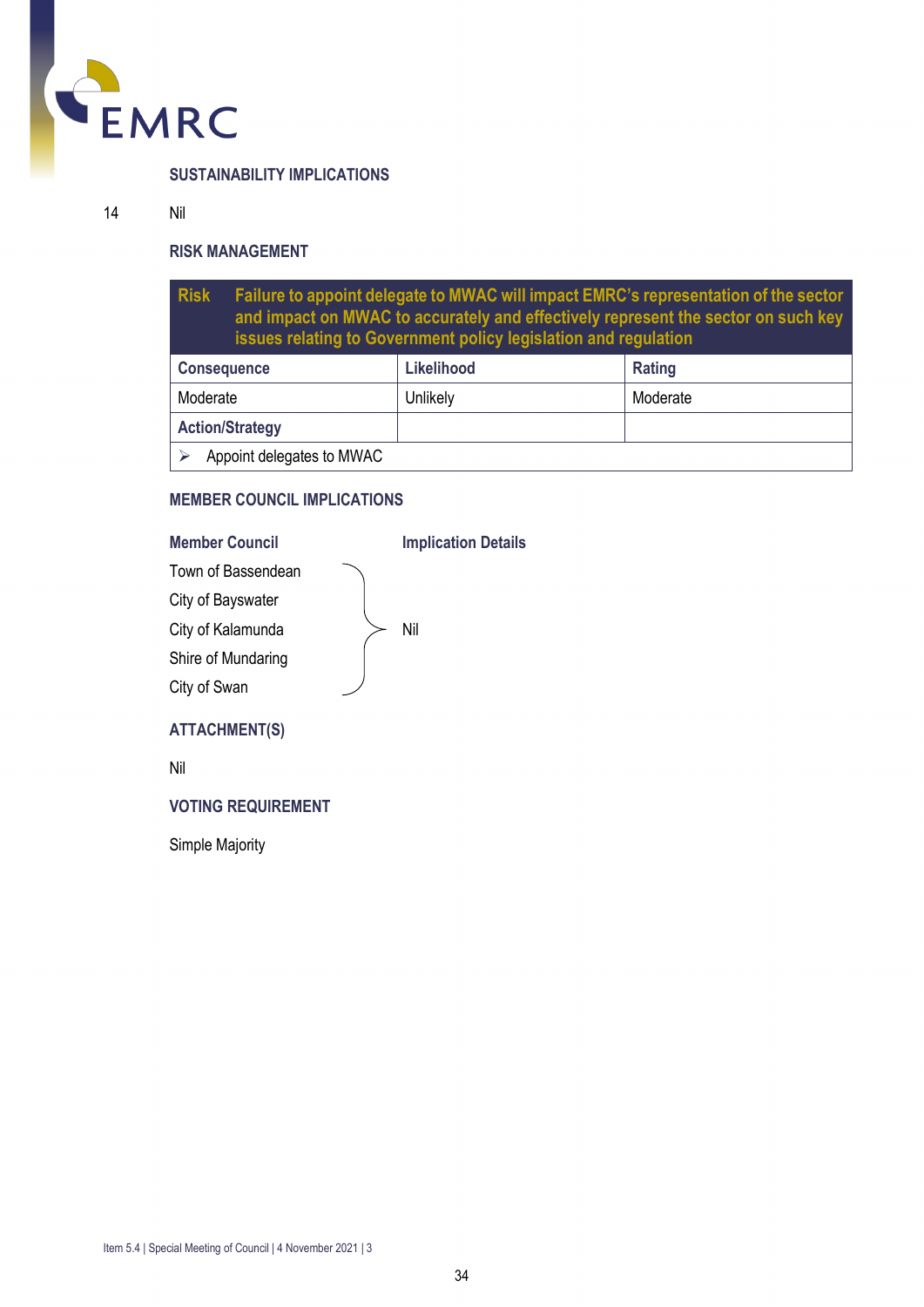## SUSTAINABILITY IMPLICATIONS

14 Nil

## RISK MANAGEMENT

| Risk | Failure to appoint delegate to MWAC will impact EMRC's representation of the sector and impact on MWAC to accurately and effectively represent the sector on such key issues relating to Government policy legislation and regulation | |
|---|---|---|
| **Consequence** | **Likelihood** | **Rating** |
| Moderate | Unlikely | Moderate |
| **Action/Strategy** | | |
| ➢ Appoint delegates to MWAC | | |

## MEMBER COUNCIL IMPLICATIONS

| Member Council | Implication Details |
|---|---|
| Town of Bassendean | Nil |
| City of Bayswater | |
| City of Kalamunda | |
| Shire of Mundaring | |
| City of Swan | |

## ATTACHMENT(S)

Nil

## VOTING REQUIREMENT

Simple Majority

Item 5.4 | Special Meeting of Council | 4 November 2021 | 3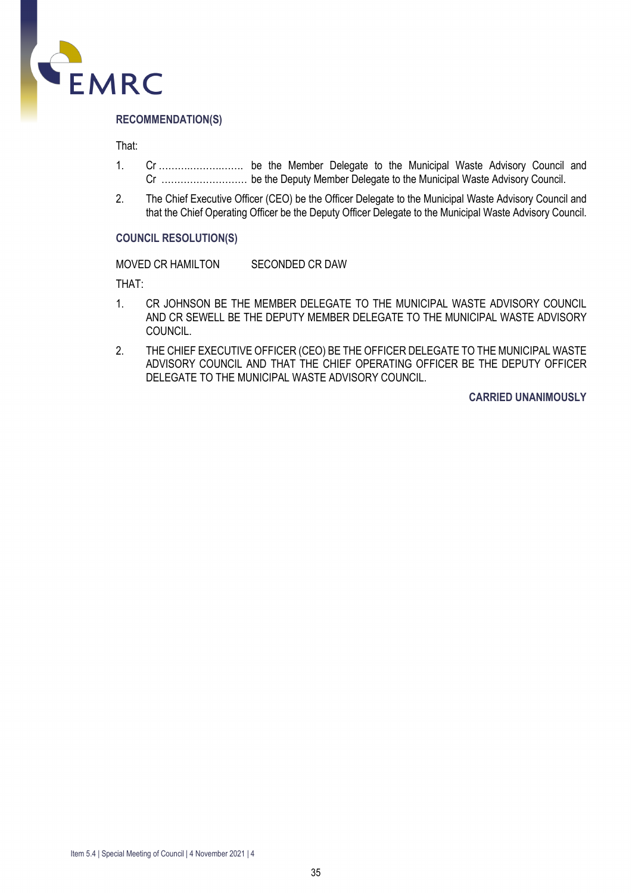### RECOMMENDATION(S)

That:

1. Cr ……………………… be the Member Delegate to the Municipal Waste Advisory Council and Cr ……………………… be the Deputy Member Delegate to the Municipal Waste Advisory Council.
2. The Chief Executive Officer (CEO) be the Officer Delegate to the Municipal Waste Advisory Council and that the Chief Operating Officer be the Deputy Officer Delegate to the Municipal Waste Advisory Council.

### COUNCIL RESOLUTION(S)

MOVED CR HAMILTON SECONDED CR DAW

THAT:

1. CR JOHNSON BE THE MEMBER DELEGATE TO THE MUNICIPAL WASTE ADVISORY COUNCIL AND CR SEWELL BE THE DEPUTY MEMBER DELEGATE TO THE MUNICIPAL WASTE ADVISORY COUNCIL.
2. THE CHIEF EXECUTIVE OFFICER (CEO) BE THE OFFICER DELEGATE TO THE MUNICIPAL WASTE ADVISORY COUNCIL AND THAT THE CHIEF OPERATING OFFICER BE THE DEPUTY OFFICER DELEGATE TO THE MUNICIPAL WASTE ADVISORY COUNCIL.

**CARRIED UNANIMOUSLY**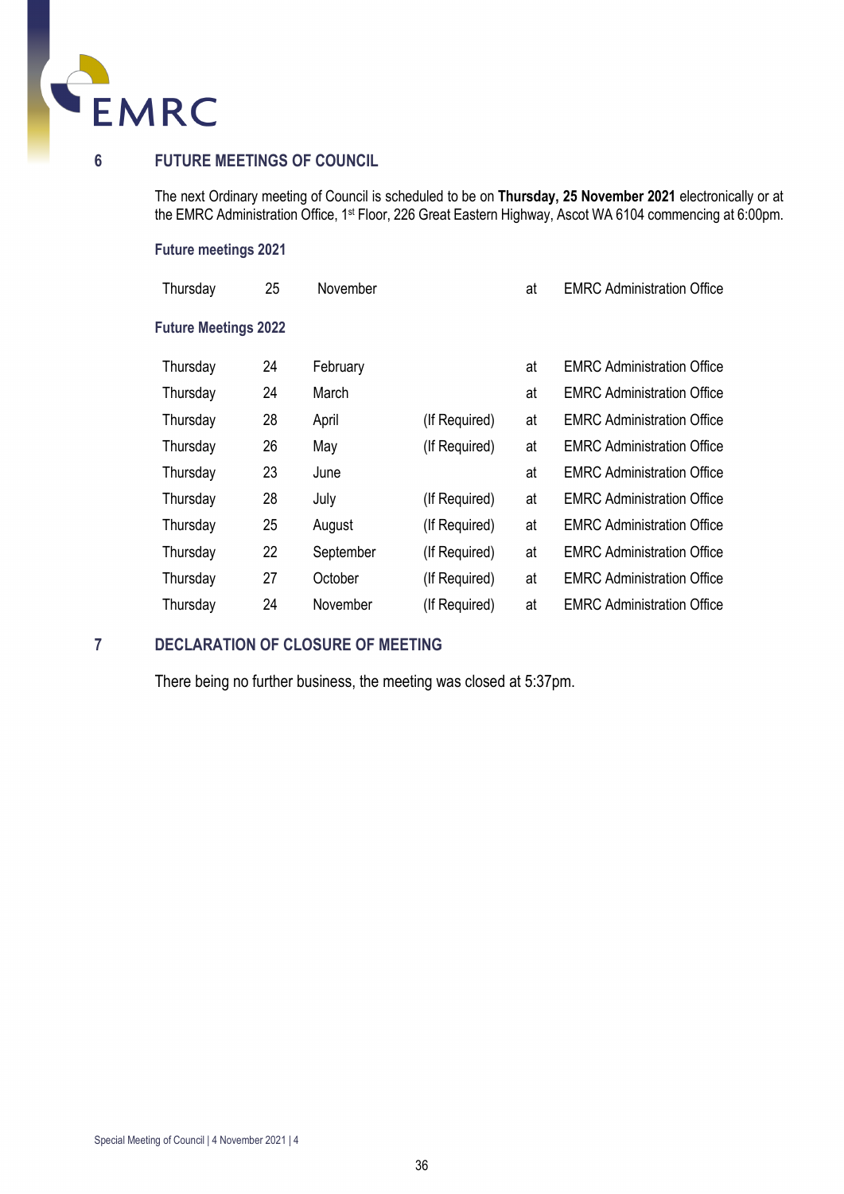## 6 FUTURE MEETINGS OF COUNCIL

The next Ordinary meeting of Council is scheduled to be on **Thursday, 25 November 2021** electronically or at the EMRC Administration Office, 1st Floor, 226 Great Eastern Highway, Ascot WA 6104 commencing at 6:00pm.

**Future meetings 2021**

| | | | | | |
|---|---|---|---|---|---|
| Thursday | 25 | November | | at | EMRC Administration Office |

**Future Meetings 2022**

| | | | | | |
|---|---|---|---|---|---|
| Thursday | 24 | February | | at | EMRC Administration Office |
| Thursday | 24 | March | | at | EMRC Administration Office |
| Thursday | 28 | April | (If Required) | at | EMRC Administration Office |
| Thursday | 26 | May | (If Required) | at | EMRC Administration Office |
| Thursday | 23 | June | | at | EMRC Administration Office |
| Thursday | 28 | July | (If Required) | at | EMRC Administration Office |
| Thursday | 25 | August | (If Required) | at | EMRC Administration Office |
| Thursday | 22 | September | (If Required) | at | EMRC Administration Office |
| Thursday | 27 | October | (If Required) | at | EMRC Administration Office |
| Thursday | 24 | November | (If Required) | at | EMRC Administration Office |

## 7 DECLARATION OF CLOSURE OF MEETING

There being no further business, the meeting was closed at 5:37pm.